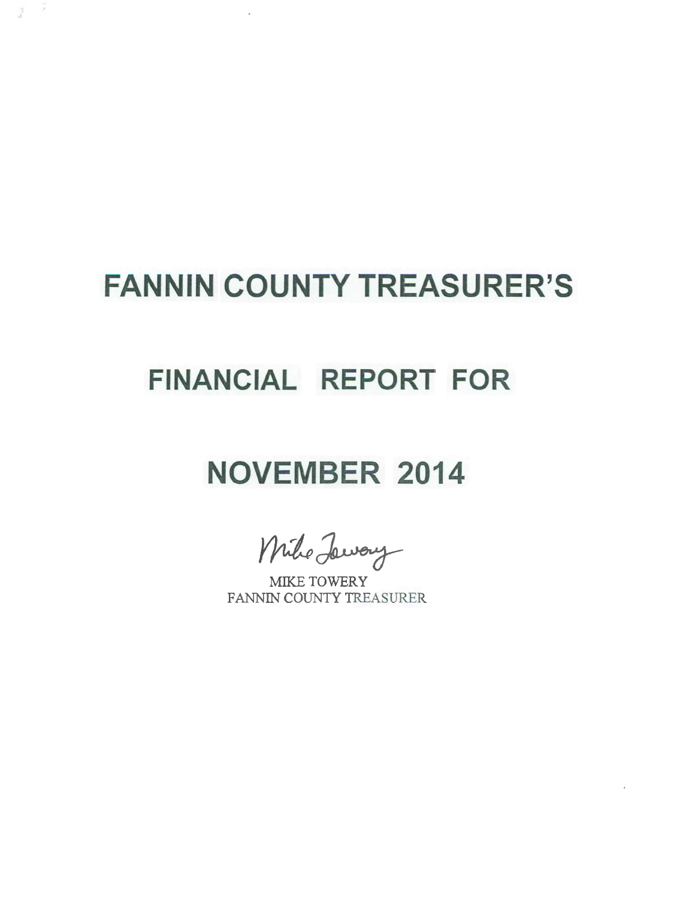# FANNIN COUNTY TREASURER'S

# FINANCIAL REPORT FOR

# NOVEMBER 2014

Mike Towery

MIKE TOWERY
FANNIN COUNTY TREASURER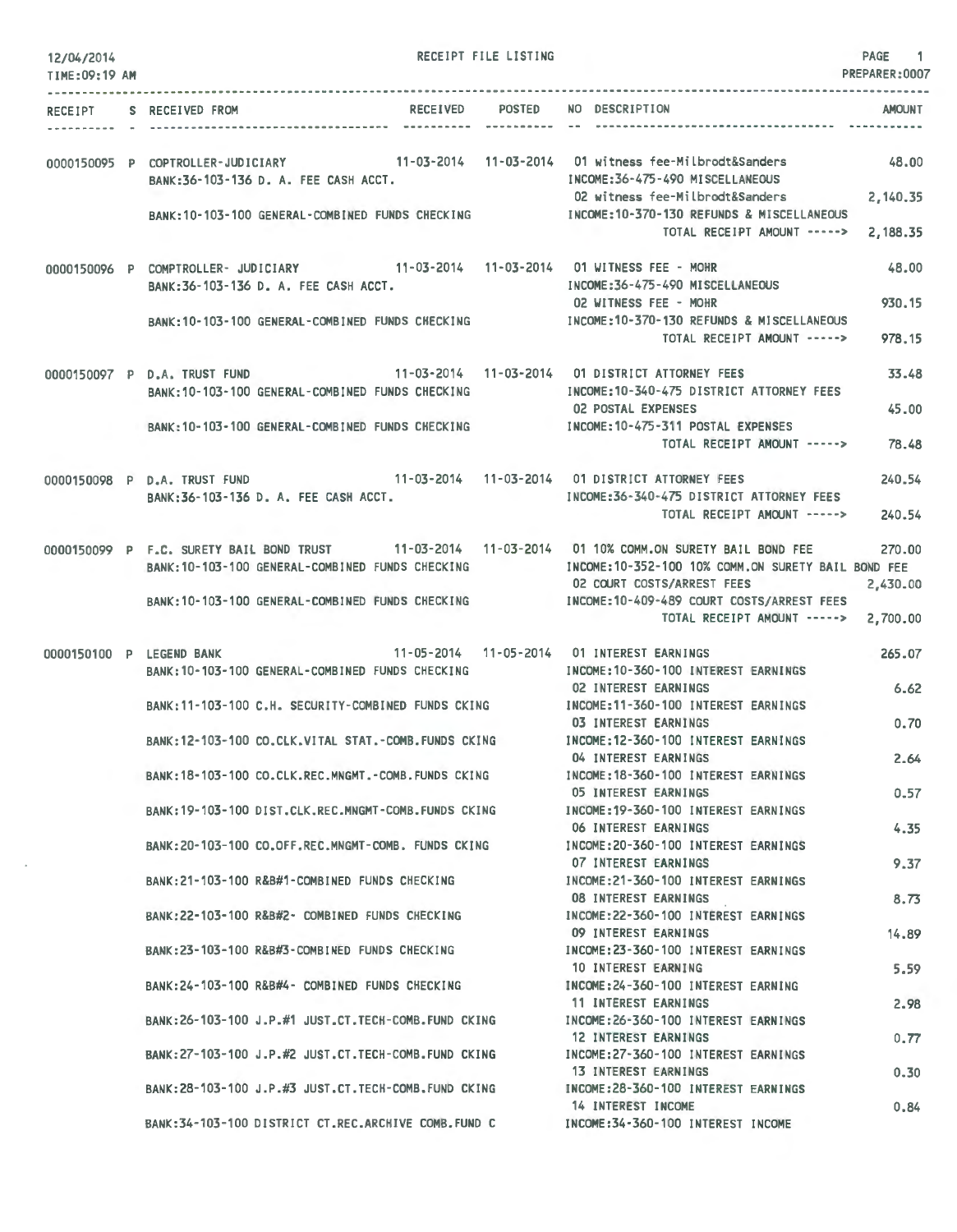12/04/2014 RECEIPT FILE LISTING PAGE 1
TIME:09:19 AM PREPARER:0007

| RECEIPT | S | RECEIVED FROM | RECEIVED | POSTED | NO | DESCRIPTION | AMOUNT |
|---|---|---|---|---|---|---|---|
| 0000150095 | P | COPTROLLER-JUDICIARY | 11-03-2014 | 11-03-2014 | 01 | witness fee-Milbrodt&Sanders | 48.00 |
| | | BANK:36-103-136 D. A. FEE CASH ACCT. | | | | INCOME:36-475-490 MISCELLANEOUS | |
| | | | | | 02 | witness fee-Milbrodt&Sanders | 2,140.35 |
| | | BANK:10-103-100 GENERAL-COMBINED FUNDS CHECKING | | | | INCOME:10-370-130 REFUNDS & MISCELLANEOUS | |
| | | | | | | TOTAL RECEIPT AMOUNT -----> | 2,188.35 |
| 0000150096 | P | COMPTROLLER- JUDICIARY | 11-03-2014 | 11-03-2014 | 01 | WITNESS FEE - MOHR | 48.00 |
| | | BANK:36-103-136 D. A. FEE CASH ACCT. | | | | INCOME:36-475-490 MISCELLANEOUS | |
| | | | | | 02 | WITNESS FEE - MOHR | 930.15 |
| | | BANK:10-103-100 GENERAL-COMBINED FUNDS CHECKING | | | | INCOME:10-370-130 REFUNDS & MISCELLANEOUS | |
| | | | | | | TOTAL RECEIPT AMOUNT -----> | 978.15 |
| 0000150097 | P | D.A. TRUST FUND | 11-03-2014 | 11-03-2014 | 01 | DISTRICT ATTORNEY FEES | 33.48 |
| | | BANK:10-103-100 GENERAL-COMBINED FUNDS CHECKING | | | | INCOME:10-340-475 DISTRICT ATTORNEY FEES | |
| | | | | | 02 | POSTAL EXPENSES | 45.00 |
| | | BANK:10-103-100 GENERAL-COMBINED FUNDS CHECKING | | | | INCOME:10-475-311 POSTAL EXPENSES | |
| | | | | | | TOTAL RECEIPT AMOUNT -----> | 78.48 |
| 0000150098 | P | D.A. TRUST FUND | 11-03-2014 | 11-03-2014 | 01 | DISTRICT ATTORNEY FEES | 240.54 |
| | | BANK:36-103-136 D. A. FEE CASH ACCT. | | | | INCOME:36-340-475 DISTRICT ATTORNEY FEES | |
| | | | | | | TOTAL RECEIPT AMOUNT -----> | 240.54 |
| 0000150099 | P | F.C. SURETY BAIL BOND TRUST | 11-03-2014 | 11-03-2014 | 01 | 10% COMM.ON SURETY BAIL BOND FEE | 270.00 |
| | | BANK:10-103-100 GENERAL-COMBINED FUNDS CHECKING | | | | INCOME:10-352-100 10% COMM.ON SURETY BAIL BOND FEE | |
| | | | | | 02 | COURT COSTS/ARREST FEES | 2,430.00 |
| | | BANK:10-103-100 GENERAL-COMBINED FUNDS CHECKING | | | | INCOME:10-409-489 COURT COSTS/ARREST FEES | |
| | | | | | | TOTAL RECEIPT AMOUNT -----> | 2,700.00 |
| 0000150100 | P | LEGEND BANK | 11-05-2014 | 11-05-2014 | 01 | INTEREST EARNINGS | 265.07 |
| | | BANK:10-103-100 GENERAL-COMBINED FUNDS CHECKING | | | | INCOME:10-360-100 INTEREST EARNINGS | |
| | | | | | 02 | INTEREST EARNINGS | 6.62 |
| | | BANK:11-103-100 C.H. SECURITY-COMBINED FUNDS CKING | | | | INCOME:11-360-100 INTEREST EARNINGS | |
| | | | | | 03 | INTEREST EARNINGS | 0.70 |
| | | BANK:12-103-100 CO.CLK.VITAL STAT.-COMB.FUNDS CKING | | | | INCOME:12-360-100 INTEREST EARNINGS | |
| | | | | | 04 | INTEREST EARNINGS | 2.64 |
| | | BANK:18-103-100 CO.CLK.REC.MNGMT.-COMB.FUNDS CKING | | | | INCOME:18-360-100 INTEREST EARNINGS | |
| | | | | | 05 | INTEREST EARNINGS | 0.57 |
| | | BANK:19-103-100 DIST.CLK.REC.MNGMT-COMB.FUNDS CKING | | | | INCOME:19-360-100 INTEREST EARNINGS | |
| | | | | | 06 | INTEREST EARNINGS | 4.35 |
| | | BANK:20-103-100 CO.OFF.REC.MNGMT-COMB. FUNDS CKING | | | | INCOME:20-360-100 INTEREST EARNINGS | |
| | | | | | 07 | INTEREST EARNINGS | 9.37 |
| | | BANK:21-103-100 R&B#1-COMBINED FUNDS CHECKING | | | | INCOME:21-360-100 INTEREST EARNINGS | |
| | | | | | 08 | INTEREST EARNINGS | 8.73 |
| | | BANK:22-103-100 R&B#2- COMBINED FUNDS CHECKING | | | | INCOME:22-360-100 INTEREST EARNINGS | |
| | | | | | 09 | INTEREST EARNINGS | 14.89 |
| | | BANK:23-103-100 R&B#3-COMBINED FUNDS CHECKING | | | | INCOME:23-360-100 INTEREST EARNINGS | |
| | | | | | 10 | INTEREST EARNING | 5.59 |
| | | BANK:24-103-100 R&B#4- COMBINED FUNDS CHECKING | | | | INCOME:24-360-100 INTEREST EARNING | |
| | | | | | 11 | INTEREST EARNINGS | 2.98 |
| | | BANK:26-103-100 J.P.#1 JUST.CT.TECH-COMB.FUND CKING | | | | INCOME:26-360-100 INTEREST EARNINGS | |
| | | | | | 12 | INTEREST EARNINGS | 0.77 |
| | | BANK:27-103-100 J.P.#2 JUST.CT.TECH-COMB.FUND CKING | | | | INCOME:27-360-100 INTEREST EARNINGS | |
| | | | | | 13 | INTEREST EARNINGS | 0.30 |
| | | BANK:28-103-100 J.P.#3 JUST.CT.TECH-COMB.FUND CKING | | | | INCOME:28-360-100 INTEREST EARNINGS | |
| | | | | | 14 | INTEREST INCOME | 0.84 |
| | | BANK:34-103-100 DISTRICT CT.REC.ARCHIVE COMB.FUND C | | | | INCOME:34-360-100 INTEREST INCOME | |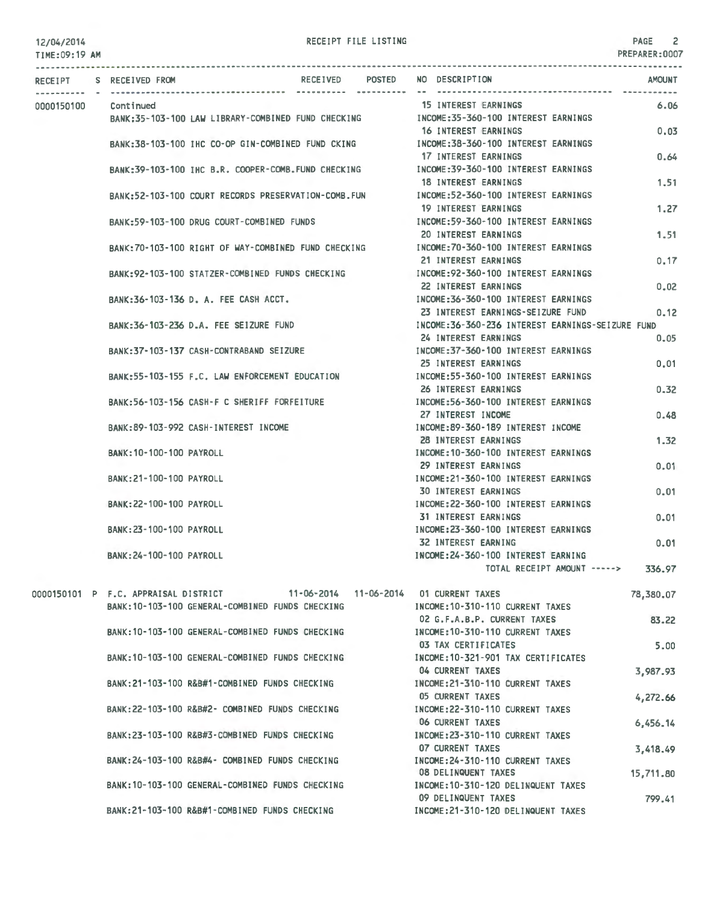12/04/2014 RECEIPT FILE LISTING
TIME:09:19 AM PREPARER:0007

| RECEIPT | S | RECEIVED FROM | RECEIVED | POSTED | NO | DESCRIPTION | AMOUNT |
|---|---|---|---|---|---|---|---|
| 0000150100 | | Continued | | | 15 | INTEREST EARNINGS | 6.06 |
| | | BANK:35-103-100 LAW LIBRARY-COMBINED FUND CHECKING | | | | INCOME:35-360-100 INTEREST EARNINGS | |
| | | | | | 16 | INTEREST EARNINGS | 0.03 |
| | | BANK:38-103-100 IHC CO-OP GIN-COMBINED FUND CKING | | | | INCOME:38-360-100 INTEREST EARNINGS | |
| | | | | | 17 | INTEREST EARNINGS | 0.64 |
| | | BANK:39-103-100 IHC B.R. COOPER-COMB.FUND CHECKING | | | | INCOME:39-360-100 INTEREST EARNINGS | |
| | | | | | 18 | INTEREST EARNINGS | 1.51 |
| | | BANK:52-103-100 COURT RECORDS PRESERVATION-COMB.FUN | | | | INCOME:52-360-100 INTEREST EARNINGS | |
| | | | | | 19 | INTEREST EARNINGS | 1.27 |
| | | BANK:59-103-100 DRUG COURT-COMBINED FUNDS | | | | INCOME:59-360-100 INTEREST EARNINGS | |
| | | | | | 20 | INTEREST EARNINGS | 1.51 |
| | | BANK:70-103-100 RIGHT OF WAY-COMBINED FUND CHECKING | | | | INCOME:70-360-100 INTEREST EARNINGS | |
| | | | | | 21 | INTEREST EARNINGS | 0.17 |
| | | BANK:92-103-100 STATZER-COMBINED FUNDS CHECKING | | | | INCOME:92-360-100 INTEREST EARNINGS | |
| | | | | | 22 | INTEREST EARNINGS | 0.02 |
| | | BANK:36-103-136 D. A. FEE CASH ACCT. | | | | INCOME:36-360-100 INTEREST EARNINGS | |
| | | | | | 23 | INTEREST EARNINGS-SEIZURE FUND | 0.12 |
| | | BANK:36-103-236 D.A. FEE SEIZURE FUND | | | | INCOME:36-360-236 INTEREST EARNINGS-SEIZURE FUND | |
| | | | | | 24 | INTEREST EARNINGS | 0.05 |
| | | BANK:37-103-137 CASH-CONTRABAND SEIZURE | | | | INCOME:37-360-100 INTEREST EARNINGS | |
| | | | | | 25 | INTEREST EARNINGS | 0.01 |
| | | BANK:55-103-155 F.C. LAW ENFORCEMENT EDUCATION | | | | INCOME:55-360-100 INTEREST EARNINGS | |
| | | | | | 26 | INTEREST EARNINGS | 0.32 |
| | | BANK:56-103-156 CASH-F C SHERIFF FORFEITURE | | | | INCOME:56-360-100 INTEREST EARNINGS | |
| | | | | | 27 | INTEREST INCOME | 0.48 |
| | | BANK:89-103-992 CASH-INTEREST INCOME | | | | INCOME:89-360-189 INTEREST INCOME | |
| | | | | | 28 | INTEREST EARNINGS | 1.32 |
| | | BANK:10-100-100 PAYROLL | | | | INCOME:10-360-100 INTEREST EARNINGS | |
| | | | | | 29 | INTEREST EARNINGS | 0.01 |
| | | BANK:21-100-100 PAYROLL | | | | INCOME:21-360-100 INTEREST EARNINGS | |
| | | | | | 30 | INTEREST EARNINGS | 0.01 |
| | | BANK:22-100-100 PAYROLL | | | | INCOME:22-360-100 INTEREST EARNINGS | |
| | | | | | 31 | INTEREST EARNINGS | 0.01 |
| | | BANK:23-100-100 PAYROLL | | | | INCOME:23-360-100 INTEREST EARNINGS | |
| | | | | | 32 | INTEREST EARNING | 0.01 |
| | | BANK:24-100-100 PAYROLL | | | | INCOME:24-360-100 INTEREST EARNING | |
| | | | | | | TOTAL RECEIPT AMOUNT -----> | 336.97 |
| 0000150101 | P | F.C. APPRAISAL DISTRICT | 11-06-2014 | 11-06-2014 | 01 | CURRENT TAXES | 78,380.07 |
| | | BANK:10-103-100 GENERAL-COMBINED FUNDS CHECKING | | | | INCOME:10-310-110 CURRENT TAXES | |
| | | | | | 02 | G.F.A.B.P. CURRENT TAXES | 83.22 |
| | | BANK:10-103-100 GENERAL-COMBINED FUNDS CHECKING | | | | INCOME:10-310-110 CURRENT TAXES | |
| | | | | | 03 | TAX CERTIFICATES | 5.00 |
| | | BANK:10-103-100 GENERAL-COMBINED FUNDS CHECKING | | | | INCOME:10-321-901 TAX CERTIFICATES | |
| | | | | | 04 | CURRENT TAXES | 3,987.93 |
| | | BANK:21-103-100 R&B#1-COMBINED FUNDS CHECKING | | | | INCOME:21-310-110 CURRENT TAXES | |
| | | | | | 05 | CURRENT TAXES | 4,272.66 |
| | | BANK:22-103-100 R&B#2- COMBINED FUNDS CHECKING | | | | INCOME:22-310-110 CURRENT TAXES | |
| | | | | | 06 | CURRENT TAXES | 6,456.14 |
| | | BANK:23-103-100 R&B#3-COMBINED FUNDS CHECKING | | | | INCOME:23-310-110 CURRENT TAXES | |
| | | | | | 07 | CURRENT TAXES | 3,418.49 |
| | | BANK:24-103-100 R&B#4- COMBINED FUNDS CHECKING | | | | INCOME:24-310-110 CURRENT TAXES | |
| | | | | | 08 | DELINQUENT TAXES | 15,711.80 |
| | | BANK:10-103-100 GENERAL-COMBINED FUNDS CHECKING | | | | INCOME:10-310-120 DELINQUENT TAXES | |
| | | | | | 09 | DELINQUENT TAXES | 799.41 |
| | | BANK:21-103-100 R&B#1-COMBINED FUNDS CHECKING | | | | INCOME:21-310-120 DELINQUENT TAXES | |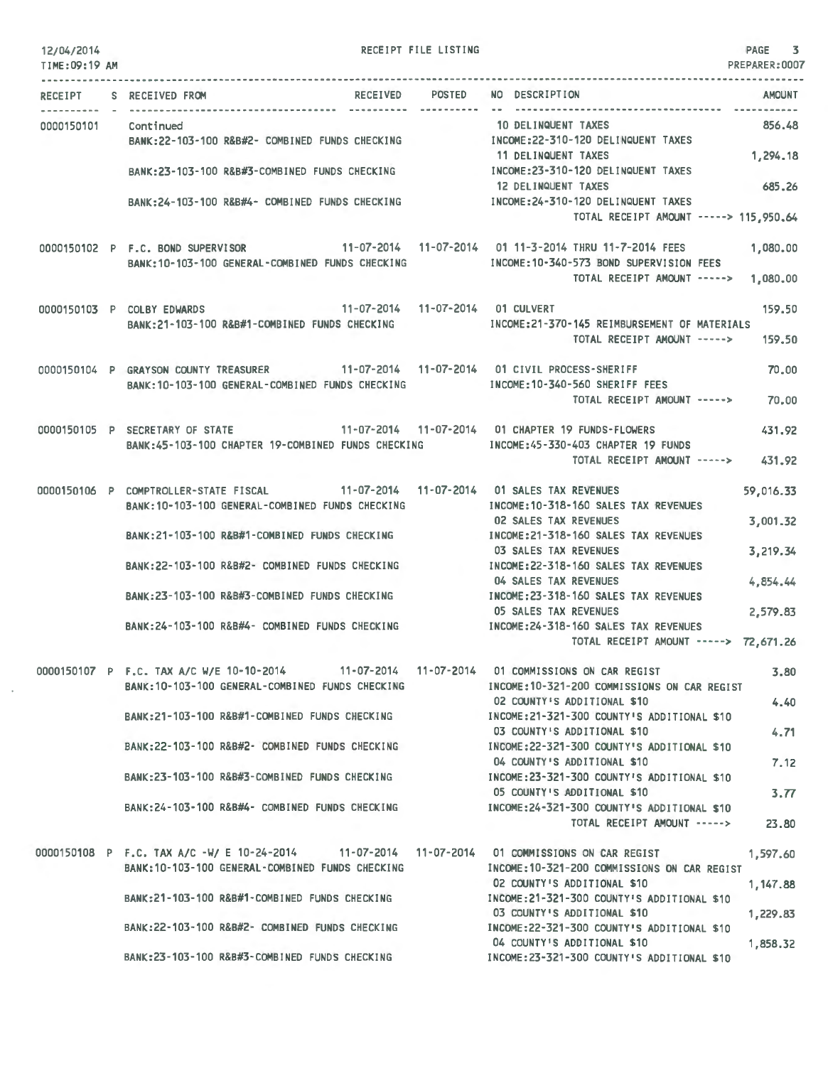RECEIPT FILE LISTING

12/04/2014
TIME:09:19 AM

PREPARER:0007

| RECEIPT | S | RECEIVED FROM | RECEIVED | POSTED | NO | DESCRIPTION | AMOUNT |
|---|---|---|---|---|---|---|---|
| 0000150101 | | Continued | | | 10 | DELINQUENT TAXES | 856.48 |
| | | BANK:22-103-100 R&B#2- COMBINED FUNDS CHECKING | | | | INCOME:22-310-120 DELINQUENT TAXES | |
| | | | | | 11 | DELINQUENT TAXES | 1,294.18 |
| | | BANK:23-103-100 R&B#3-COMBINED FUNDS CHECKING | | | | INCOME:23-310-120 DELINQUENT TAXES | |
| | | | | | 12 | DELINQUENT TAXES | 685.26 |
| | | BANK:24-103-100 R&B#4- COMBINED FUNDS CHECKING | | | | INCOME:24-310-120 DELINQUENT TAXES | |
| | | | | | | TOTAL RECEIPT AMOUNT -----> | 115,950.64 |
| 0000150102 | P | F.C. BOND SUPERVISOR | 11-07-2014 | 11-07-2014 | 01 | 11-3-2014 THRU 11-7-2014 FEES | 1,080.00 |
| | | BANK:10-103-100 GENERAL-COMBINED FUNDS CHECKING | | | | INCOME:10-340-573 BOND SUPERVISION FEES | |
| | | | | | | TOTAL RECEIPT AMOUNT -----> | 1,080.00 |
| 0000150103 | P | COLBY EDWARDS | 11-07-2014 | 11-07-2014 | 01 | CULVERT | 159.50 |
| | | BANK:21-103-100 R&B#1-COMBINED FUNDS CHECKING | | | | INCOME:21-370-145 REIMBURSEMENT OF MATERIALS | |
| | | | | | | TOTAL RECEIPT AMOUNT -----> | 159.50 |
| 0000150104 | P | GRAYSON COUNTY TREASURER | 11-07-2014 | 11-07-2014 | 01 | CIVIL PROCESS-SHERIFF | 70.00 |
| | | BANK:10-103-100 GENERAL-COMBINED FUNDS CHECKING | | | | INCOME:10-340-560 SHERIFF FEES | |
| | | | | | | TOTAL RECEIPT AMOUNT -----> | 70.00 |
| 0000150105 | P | SECRETARY OF STATE | 11-07-2014 | 11-07-2014 | 01 | CHAPTER 19 FUNDS-FLOWERS | 431.92 |
| | | BANK:45-103-100 CHAPTER 19-COMBINED FUNDS CHECKING | | | | INCOME:45-330-403 CHAPTER 19 FUNDS | |
| | | | | | | TOTAL RECEIPT AMOUNT -----> | 431.92 |
| 0000150106 | P | COMPTROLLER-STATE FISCAL | 11-07-2014 | 11-07-2014 | 01 | SALES TAX REVENUES | 59,016.33 |
| | | BANK:10-103-100 GENERAL-COMBINED FUNDS CHECKING | | | | INCOME:10-318-160 SALES TAX REVENUES | |
| | | | | | 02 | SALES TAX REVENUES | 3,001.32 |
| | | BANK:21-103-100 R&B#1-COMBINED FUNDS CHECKING | | | | INCOME:21-318-160 SALES TAX REVENUES | |
| | | | | | 03 | SALES TAX REVENUES | 3,219.34 |
| | | BANK:22-103-100 R&B#2- COMBINED FUNDS CHECKING | | | | INCOME:22-318-160 SALES TAX REVENUES | |
| | | | | | 04 | SALES TAX REVENUES | 4,854.44 |
| | | BANK:23-103-100 R&B#3-COMBINED FUNDS CHECKING | | | | INCOME:23-318-160 SALES TAX REVENUES | |
| | | | | | 05 | SALES TAX REVENUES | 2,579.83 |
| | | BANK:24-103-100 R&B#4- COMBINED FUNDS CHECKING | | | | INCOME:24-318-160 SALES TAX REVENUES | |
| | | | | | | TOTAL RECEIPT AMOUNT -----> | 72,671.26 |
| 0000150107 | P | F.C. TAX A/C W/E 10-10-2014 | 11-07-2014 | 11-07-2014 | 01 | COMMISSIONS ON CAR REGIST | 3.80 |
| | | BANK:10-103-100 GENERAL-COMBINED FUNDS CHECKING | | | | INCOME:10-321-200 COMMISSIONS ON CAR REGIST | |
| | | | | | 02 | COUNTY'S ADDITIONAL $10 | 4.40 |
| | | BANK:21-103-100 R&B#1-COMBINED FUNDS CHECKING | | | | INCOME:21-321-300 COUNTY'S ADDITIONAL $10 | |
| | | | | | 03 | COUNTY'S ADDITIONAL $10 | 4.71 |
| | | BANK:22-103-100 R&B#2- COMBINED FUNDS CHECKING | | | | INCOME:22-321-300 COUNTY'S ADDITIONAL $10 | |
| | | | | | 04 | COUNTY'S ADDITIONAL $10 | 7.12 |
| | | BANK:23-103-100 R&B#3-COMBINED FUNDS CHECKING | | | | INCOME:23-321-300 COUNTY'S ADDITIONAL $10 | |
| | | | | | 05 | COUNTY'S ADDITIONAL $10 | 3.77 |
| | | BANK:24-103-100 R&B#4- COMBINED FUNDS CHECKING | | | | INCOME:24-321-300 COUNTY'S ADDITIONAL $10 | |
| | | | | | | TOTAL RECEIPT AMOUNT -----> | 23.80 |
| 0000150108 | P | F.C. TAX A/C -W/ E 10-24-2014 | 11-07-2014 | 11-07-2014 | 01 | COMMISSIONS ON CAR REGIST | 1,597.60 |
| | | BANK:10-103-100 GENERAL-COMBINED FUNDS CHECKING | | | | INCOME:10-321-200 COMMISSIONS ON CAR REGIST | |
| | | | | | 02 | COUNTY'S ADDITIONAL $10 | 1,147.88 |
| | | BANK:21-103-100 R&B#1-COMBINED FUNDS CHECKING | | | | INCOME:21-321-300 COUNTY'S ADDITIONAL $10 | |
| | | | | | 03 | COUNTY'S ADDITIONAL $10 | 1,229.83 |
| | | BANK:22-103-100 R&B#2- COMBINED FUNDS CHECKING | | | | INCOME:22-321-300 COUNTY'S ADDITIONAL $10 | |
| | | | | | 04 | COUNTY'S ADDITIONAL $10 | 1,858.32 |
| | | BANK:23-103-100 R&B#3-COMBINED FUNDS CHECKING | | | | INCOME:23-321-300 COUNTY'S ADDITIONAL $10 | |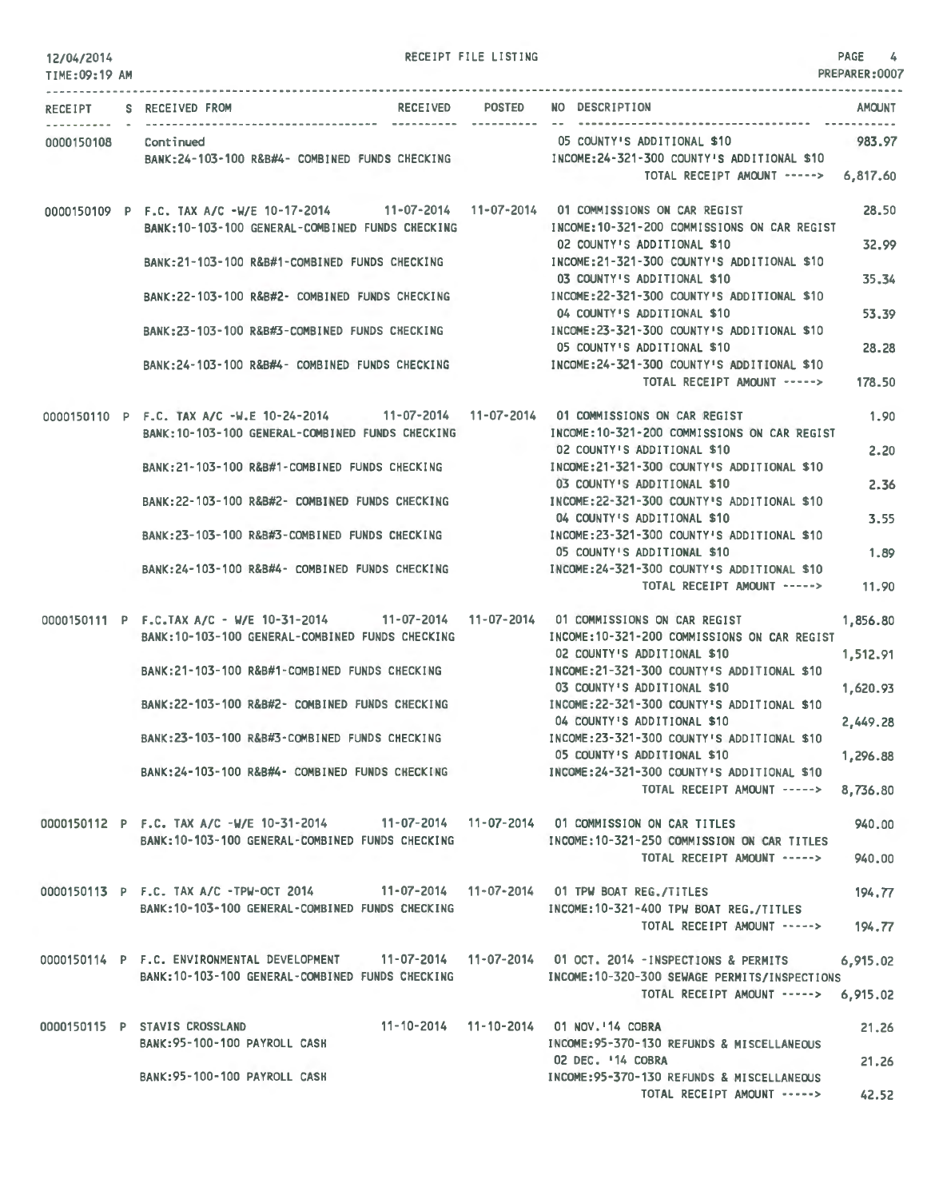RECEIPT FILE LISTING

| RECEIPT | S | RECEIVED FROM | RECEIVED | POSTED | NO | DESCRIPTION | AMOUNT |
|---|---|---|---|---|---|---|---|
| 0000150108 | | Continued | | | 05 | COUNTY'S ADDITIONAL $10 | 983.97 |
| | | BANK:24-103-100 R&B#4- COMBINED FUNDS CHECKING | | | | INCOME:24-321-300 COUNTY'S ADDITIONAL $10 | |
| | | | | | | TOTAL RECEIPT AMOUNT -----> | 6,817.60 |
| 0000150109 | P | F.C. TAX A/C -W/E 10-17-2014 | 11-07-2014 | 11-07-2014 | 01 | COMMISSIONS ON CAR REGIST | 28.50 |
| | | BANK:10-103-100 GENERAL-COMBINED FUNDS CHECKING | | | | INCOME:10-321-200 COMMISSIONS ON CAR REGIST | |
| | | | | | 02 | COUNTY'S ADDITIONAL $10 | 32.99 |
| | | BANK:21-103-100 R&B#1-COMBINED FUNDS CHECKING | | | | INCOME:21-321-300 COUNTY'S ADDITIONAL $10 | |
| | | | | | 03 | COUNTY'S ADDITIONAL $10 | 35.34 |
| | | BANK:22-103-100 R&B#2- COMBINED FUNDS CHECKING | | | | INCOME:22-321-300 COUNTY'S ADDITIONAL $10 | |
| | | | | | 04 | COUNTY'S ADDITIONAL $10 | 53.39 |
| | | BANK:23-103-100 R&B#3-COMBINED FUNDS CHECKING | | | | INCOME:23-321-300 COUNTY'S ADDITIONAL $10 | |
| | | | | | 05 | COUNTY'S ADDITIONAL $10 | 28.28 |
| | | BANK:24-103-100 R&B#4- COMBINED FUNDS CHECKING | | | | INCOME:24-321-300 COUNTY'S ADDITIONAL $10 | |
| | | | | | | TOTAL RECEIPT AMOUNT -----> | 178.50 |
| 0000150110 | P | F.C. TAX A/C -W.E 10-24-2014 | 11-07-2014 | 11-07-2014 | 01 | COMMISSIONS ON CAR REGIST | 1.90 |
| | | BANK:10-103-100 GENERAL-COMBINED FUNDS CHECKING | | | | INCOME:10-321-200 COMMISSIONS ON CAR REGIST | |
| | | | | | 02 | COUNTY'S ADDITIONAL $10 | 2.20 |
| | | BANK:21-103-100 R&B#1-COMBINED FUNDS CHECKING | | | | INCOME:21-321-300 COUNTY'S ADDITIONAL $10 | |
| | | | | | 03 | COUNTY'S ADDITIONAL $10 | 2.36 |
| | | BANK:22-103-100 R&B#2- COMBINED FUNDS CHECKING | | | | INCOME:22-321-300 COUNTY'S ADDITIONAL $10 | |
| | | | | | 04 | COUNTY'S ADDITIONAL $10 | 3.55 |
| | | BANK:23-103-100 R&B#3-COMBINED FUNDS CHECKING | | | | INCOME:23-321-300 COUNTY'S ADDITIONAL $10 | |
| | | | | | 05 | COUNTY'S ADDITIONAL $10 | 1.89 |
| | | BANK:24-103-100 R&B#4- COMBINED FUNDS CHECKING | | | | INCOME:24-321-300 COUNTY'S ADDITIONAL $10 | |
| | | | | | | TOTAL RECEIPT AMOUNT -----> | 11.90 |
| 0000150111 | P | F.C.TAX A/C - W/E 10-31-2014 | 11-07-2014 | 11-07-2014 | 01 | COMMISSIONS ON CAR REGIST | 1,856.80 |
| | | BANK:10-103-100 GENERAL-COMBINED FUNDS CHECKING | | | | INCOME:10-321-200 COMMISSIONS ON CAR REGIST | |
| | | | | | 02 | COUNTY'S ADDITIONAL $10 | 1,512.91 |
| | | BANK:21-103-100 R&B#1-COMBINED FUNDS CHECKING | | | | INCOME:21-321-300 COUNTY'S ADDITIONAL $10 | |
| | | | | | 03 | COUNTY'S ADDITIONAL $10 | 1,620.93 |
| | | BANK:22-103-100 R&B#2- COMBINED FUNDS CHECKING | | | | INCOME:22-321-300 COUNTY'S ADDITIONAL $10 | |
| | | | | | 04 | COUNTY'S ADDITIONAL $10 | 2,449.28 |
| | | BANK:23-103-100 R&B#3-COMBINED FUNDS CHECKING | | | | INCOME:23-321-300 COUNTY'S ADDITIONAL $10 | |
| | | | | | 05 | COUNTY'S ADDITIONAL $10 | 1,296.88 |
| | | BANK:24-103-100 R&B#4- COMBINED FUNDS CHECKING | | | | INCOME:24-321-300 COUNTY'S ADDITIONAL $10 | |
| | | | | | | TOTAL RECEIPT AMOUNT -----> | 8,736.80 |
| 0000150112 | P | F.C. TAX A/C -W/E 10-31-2014 | 11-07-2014 | 11-07-2014 | 01 | COMMISSION ON CAR TITLES | 940.00 |
| | | BANK:10-103-100 GENERAL-COMBINED FUNDS CHECKING | | | | INCOME:10-321-250 COMMISSION ON CAR TITLES | |
| | | | | | | TOTAL RECEIPT AMOUNT -----> | 940.00 |
| 0000150113 | P | F.C. TAX A/C -TPW-OCT 2014 | 11-07-2014 | 11-07-2014 | 01 | TPW BOAT REG./TITLES | 194.77 |
| | | BANK:10-103-100 GENERAL-COMBINED FUNDS CHECKING | | | | INCOME:10-321-400 TPW BOAT REG./TITLES | |
| | | | | | | TOTAL RECEIPT AMOUNT -----> | 194.77 |
| 0000150114 | P | F.C. ENVIRONMENTAL DEVELOPMENT | 11-07-2014 | 11-07-2014 | 01 | OCT. 2014 -INSPECTIONS & PERMITS | 6,915.02 |
| | | BANK:10-103-100 GENERAL-COMBINED FUNDS CHECKING | | | | INCOME:10-320-300 SEWAGE PERMITS/INSPECTIONS | |
| | | | | | | TOTAL RECEIPT AMOUNT -----> | 6,915.02 |
| 0000150115 | P | STAVIS CROSSLAND | 11-10-2014 | 11-10-2014 | 01 | NOV.'14 COBRA | 21.26 |
| | | BANK:95-100-100 PAYROLL CASH | | | | INCOME:95-370-130 REFUNDS & MISCELLANEOUS | |
| | | | | | 02 | DEC. '14 COBRA | 21.26 |
| | | BANK:95-100-100 PAYROLL CASH | | | | INCOME:95-370-130 REFUNDS & MISCELLANEOUS | |
| | | | | | | TOTAL RECEIPT AMOUNT -----> | 42.52 |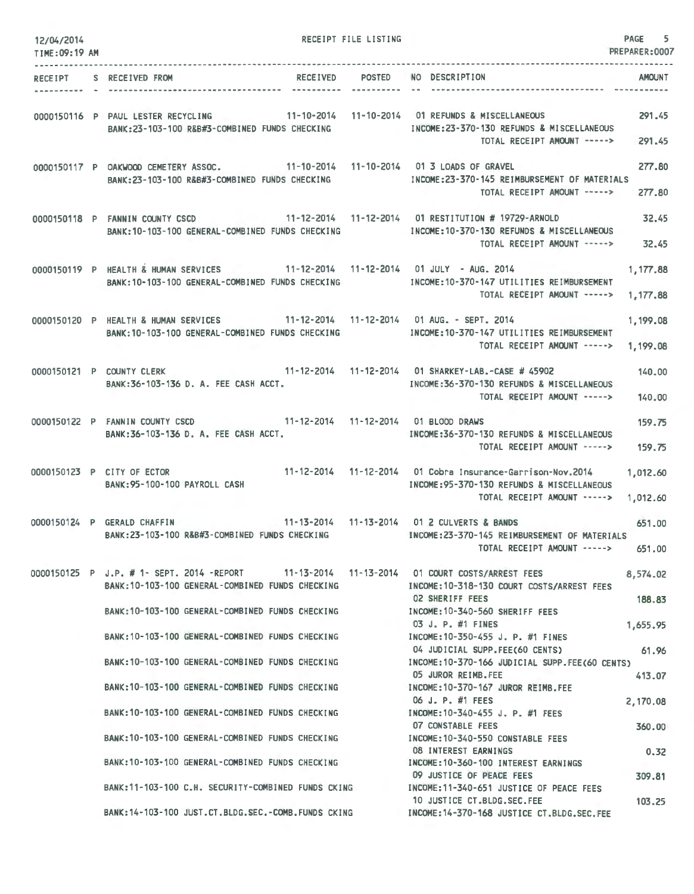RECEIPT FILE LISTING

12/04/2014
TIME:09:19 AM
PREPARER:0007

| RECEIPT | S | RECEIVED FROM | RECEIVED | POSTED | NO | DESCRIPTION | AMOUNT |
|---|---|---|---|---|---|---|---|
| 0000150116 | P | PAUL LESTER RECYCLING | 11-10-2014 | 11-10-2014 | 01 | REFUNDS & MISCELLANEOUS | 291.45 |
| | | BANK:23-103-100 R&B#3-COMBINED FUNDS CHECKING | | | | INCOME:23-370-130 REFUNDS & MISCELLANEOUS | |
| | | | | | | TOTAL RECEIPT AMOUNT -----> | 291.45 |
| 0000150117 | P | OAKWOOD CEMETERY ASSOC. | 11-10-2014 | 11-10-2014 | 01 | 3 LOADS OF GRAVEL | 277.80 |
| | | BANK:23-103-100 R&B#3-COMBINED FUNDS CHECKING | | | | INCOME:23-370-145 REIMBURSEMENT OF MATERIALS | |
| | | | | | | TOTAL RECEIPT AMOUNT -----> | 277.80 |
| 0000150118 | P | FANNIN COUNTY CSCD | 11-12-2014 | 11-12-2014 | 01 | RESTITUTION # 19729-ARNOLD | 32.45 |
| | | BANK:10-103-100 GENERAL-COMBINED FUNDS CHECKING | | | | INCOME:10-370-130 REFUNDS & MISCELLANEOUS | |
| | | | | | | TOTAL RECEIPT AMOUNT -----> | 32.45 |
| 0000150119 | P | HEALTH & HUMAN SERVICES | 11-12-2014 | 11-12-2014 | 01 | JULY - AUG. 2014 | 1,177.88 |
| | | BANK:10-103-100 GENERAL-COMBINED FUNDS CHECKING | | | | INCOME:10-370-147 UTILITIES REIMBURSEMENT | |
| | | | | | | TOTAL RECEIPT AMOUNT -----> | 1,177.88 |
| 0000150120 | P | HEALTH & HUMAN SERVICES | 11-12-2014 | 11-12-2014 | 01 | AUG. - SEPT. 2014 | 1,199.08 |
| | | BANK:10-103-100 GENERAL-COMBINED FUNDS CHECKING | | | | INCOME:10-370-147 UTILITIES REIMBURSEMENT | |
| | | | | | | TOTAL RECEIPT AMOUNT -----> | 1,199.08 |
| 0000150121 | P | COUNTY CLERK | 11-12-2014 | 11-12-2014 | 01 | SHARKEY-LAB.-CASE # 45902 | 140.00 |
| | | BANK:36-103-136 D. A. FEE CASH ACCT. | | | | INCOME:36-370-130 REFUNDS & MISCELLANEOUS | |
| | | | | | | TOTAL RECEIPT AMOUNT -----> | 140.00 |
| 0000150122 | P | FANNIN COUNTY CSCD | 11-12-2014 | 11-12-2014 | 01 | BLOOD DRAWS | 159.75 |
| | | BANK:36-103-136 D. A. FEE CASH ACCT. | | | | INCOME:36-370-130 REFUNDS & MISCELLANEOUS | |
| | | | | | | TOTAL RECEIPT AMOUNT -----> | 159.75 |
| 0000150123 | P | CITY OF ECTOR | 11-12-2014 | 11-12-2014 | 01 | Cobra Insurance-Garrison-Nov.2014 | 1,012.60 |
| | | BANK:95-100-100 PAYROLL CASH | | | | INCOME:95-370-130 REFUNDS & MISCELLANEOUS | |
| | | | | | | TOTAL RECEIPT AMOUNT -----> | 1,012.60 |
| 0000150124 | P | GERALD CHAFFIN | 11-13-2014 | 11-13-2014 | 01 | 2 CULVERTS & BANDS | 651.00 |
| | | BANK:23-103-100 R&B#3-COMBINED FUNDS CHECKING | | | | INCOME:23-370-145 REIMBURSEMENT OF MATERIALS | |
| | | | | | | TOTAL RECEIPT AMOUNT -----> | 651.00 |
| 0000150125 | P | J.P. # 1- SEPT. 2014 -REPORT | 11-13-2014 | 11-13-2014 | 01 | COURT COSTS/ARREST FEES | 8,574.02 |
| | | BANK:10-103-100 GENERAL-COMBINED FUNDS CHECKING | | | | INCOME:10-318-130 COURT COSTS/ARREST FEES | |
| | | | | | 02 | SHERIFF FEES | 188.83 |
| | | BANK:10-103-100 GENERAL-COMBINED FUNDS CHECKING | | | | INCOME:10-340-560 SHERIFF FEES | |
| | | | | | 03 | J. P. #1 FINES | 1,655.95 |
| | | BANK:10-103-100 GENERAL-COMBINED FUNDS CHECKING | | | | INCOME:10-350-455 J. P. #1 FINES | |
| | | | | | 04 | JUDICIAL SUPP.FEE(60 CENTS) | 61.96 |
| | | BANK:10-103-100 GENERAL-COMBINED FUNDS CHECKING | | | | INCOME:10-370-166 JUDICIAL SUPP.FEE(60 CENTS) | |
| | | | | | 05 | JUROR REIMB.FEE | 413.07 |
| | | BANK:10-103-100 GENERAL-COMBINED FUNDS CHECKING | | | | INCOME:10-370-167 JUROR REIMB.FEE | |
| | | | | | 06 | J. P. #1 FEES | 2,170.08 |
| | | BANK:10-103-100 GENERAL-COMBINED FUNDS CHECKING | | | | INCOME:10-340-455 J. P. #1 FEES | |
| | | | | | 07 | CONSTABLE FEES | 360.00 |
| | | BANK:10-103-100 GENERAL-COMBINED FUNDS CHECKING | | | | INCOME:10-340-550 CONSTABLE FEES | |
| | | | | | 08 | INTEREST EARNINGS | 0.32 |
| | | BANK:10-103-100 GENERAL-COMBINED FUNDS CHECKING | | | | INCOME:10-360-100 INTEREST EARNINGS | |
| | | | | | 09 | JUSTICE OF PEACE FEES | 309.81 |
| | | BANK:11-103-100 C.H. SECURITY-COMBINED FUNDS CKING | | | | INCOME:11-340-651 JUSTICE OF PEACE FEES | |
| | | | | | 10 | JUSTICE CT.BLDG.SEC.FEE | 103.25 |
| | | BANK:14-103-100 JUST.CT.BLDG.SEC.-COMB.FUNDS CKING | | | | INCOME:14-370-168 JUSTICE CT.BLDG.SEC.FEE | |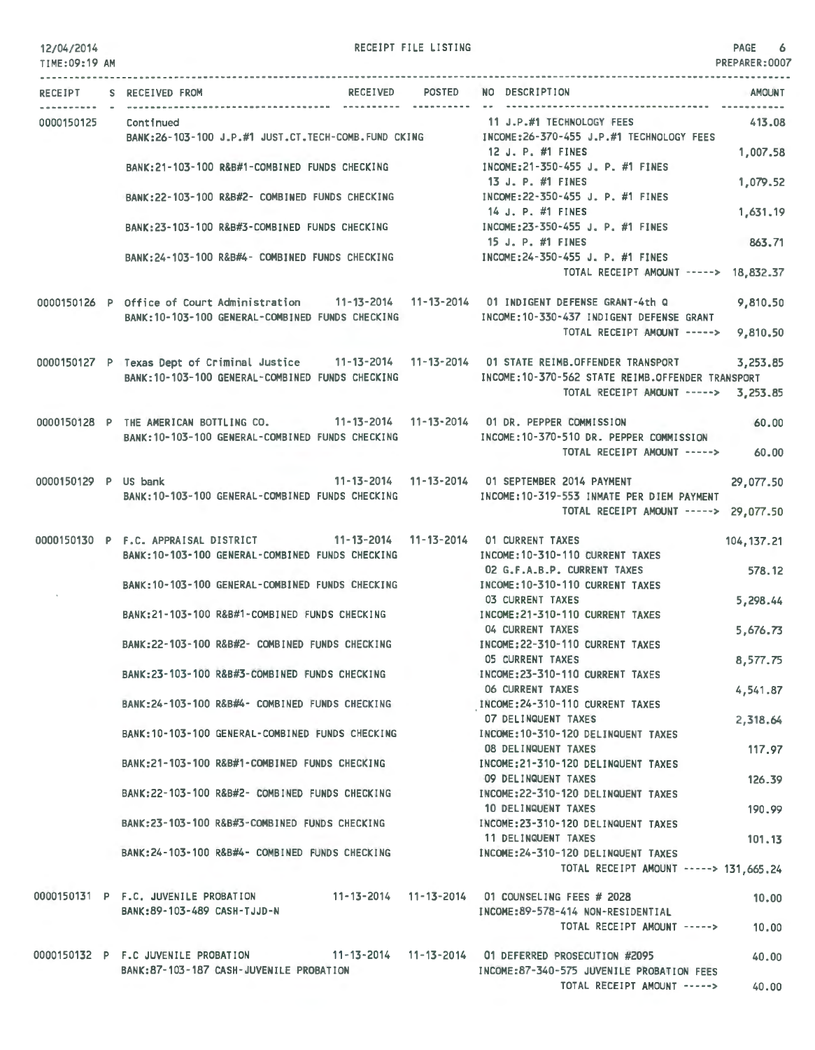# RECEIPT FILE LISTING

12/04/2014
TIME:09:19 AM
PREPARER:0007

| RECEIPT | S | RECEIVED FROM | RECEIVED | POSTED | NO | DESCRIPTION | AMOUNT |
|---|---|---|---|---|---|---|---|
| 0000150125 | | Continued | | | 11 | J.P.#1 TECHNOLOGY FEES | 413.08 |
| | | BANK:26-103-100 J.P.#1 JUST.CT.TECH-COMB.FUND CKING | | | | INCOME:26-370-455 J.P.#1 TECHNOLOGY FEES | |
| | | | | | 12 | J. P. #1 FINES | 1,007.58 |
| | | BANK:21-103-100 R&B#1-COMBINED FUNDS CHECKING | | | | INCOME:21-350-455 J. P. #1 FINES | |
| | | | | | 13 | J. P. #1 FINES | 1,079.52 |
| | | BANK:22-103-100 R&B#2- COMBINED FUNDS CHECKING | | | | INCOME:22-350-455 J. P. #1 FINES | |
| | | | | | 14 | J. P. #1 FINES | 1,631.19 |
| | | BANK:23-103-100 R&B#3-COMBINED FUNDS CHECKING | | | | INCOME:23-350-455 J. P. #1 FINES | |
| | | | | | 15 | J. P. #1 FINES | 863.71 |
| | | BANK:24-103-100 R&B#4- COMBINED FUNDS CHECKING | | | | INCOME:24-350-455 J. P. #1 FINES | |
| | | | | | | TOTAL RECEIPT AMOUNT -----> | 18,832.37 |
| 0000150126 | P | Office of Court Administration | 11-13-2014 | 11-13-2014 | 01 | INDIGENT DEFENSE GRANT-4th Q | 9,810.50 |
| | | BANK:10-103-100 GENERAL-COMBINED FUNDS CHECKING | | | | INCOME:10-330-437 INDIGENT DEFENSE GRANT | |
| | | | | | | TOTAL RECEIPT AMOUNT -----> | 9,810.50 |
| 0000150127 | P | Texas Dept of Criminal Justice | 11-13-2014 | 11-13-2014 | 01 | STATE REIMB.OFFENDER TRANSPORT | 3,253.85 |
| | | BANK:10-103-100 GENERAL-COMBINED FUNDS CHECKING | | | | INCOME:10-370-562 STATE REIMB.OFFENDER TRANSPORT | |
| | | | | | | TOTAL RECEIPT AMOUNT -----> | 3,253.85 |
| 0000150128 | P | THE AMERICAN BOTTLING CO. | 11-13-2014 | 11-13-2014 | 01 | DR. PEPPER COMMISSION | 60.00 |
| | | BANK:10-103-100 GENERAL-COMBINED FUNDS CHECKING | | | | INCOME:10-370-510 DR. PEPPER COMMISSION | |
| | | | | | | TOTAL RECEIPT AMOUNT -----> | 60.00 |
| 0000150129 | P | US bank | 11-13-2014 | 11-13-2014 | 01 | SEPTEMBER 2014 PAYMENT | 29,077.50 |
| | | BANK:10-103-100 GENERAL-COMBINED FUNDS CHECKING | | | | INCOME:10-319-553 INMATE PER DIEM PAYMENT | |
| | | | | | | TOTAL RECEIPT AMOUNT -----> | 29,077.50 |
| 0000150130 | P | F.C. APPRAISAL DISTRICT | 11-13-2014 | 11-13-2014 | 01 | CURRENT TAXES | 104,137.21 |
| | | BANK:10-103-100 GENERAL-COMBINED FUNDS CHECKING | | | | INCOME:10-310-110 CURRENT TAXES | |
| | | | | | 02 | G.F.A.B.P. CURRENT TAXES | 578.12 |
| | | BANK:10-103-100 GENERAL-COMBINED FUNDS CHECKING | | | | INCOME:10-310-110 CURRENT TAXES | |
| | | | | | 03 | CURRENT TAXES | 5,298.44 |
| | | BANK:21-103-100 R&B#1-COMBINED FUNDS CHECKING | | | | INCOME:21-310-110 CURRENT TAXES | |
| | | | | | 04 | CURRENT TAXES | 5,676.73 |
| | | BANK:22-103-100 R&B#2- COMBINED FUNDS CHECKING | | | | INCOME:22-310-110 CURRENT TAXES | |
| | | | | | 05 | CURRENT TAXES | 8,577.75 |
| | | BANK:23-103-100 R&B#3-COMBINED FUNDS CHECKING | | | | INCOME:23-310-110 CURRENT TAXES | |
| | | | | | 06 | CURRENT TAXES | 4,541.87 |
| | | BANK:24-103-100 R&B#4- COMBINED FUNDS CHECKING | | | | INCOME:24-310-110 CURRENT TAXES | |
| | | | | | 07 | DELINQUENT TAXES | 2,318.64 |
| | | BANK:10-103-100 GENERAL-COMBINED FUNDS CHECKING | | | | INCOME:10-310-120 DELINQUENT TAXES | |
| | | | | | 08 | DELINQUENT TAXES | 117.97 |
| | | BANK:21-103-100 R&B#1-COMBINED FUNDS CHECKING | | | | INCOME:21-310-120 DELINQUENT TAXES | |
| | | | | | 09 | DELINQUENT TAXES | 126.39 |
| | | BANK:22-103-100 R&B#2- COMBINED FUNDS CHECKING | | | | INCOME:22-310-120 DELINQUENT TAXES | |
| | | | | | 10 | DELINQUENT TAXES | 190.99 |
| | | BANK:23-103-100 R&B#3-COMBINED FUNDS CHECKING | | | | INCOME:23-310-120 DELINQUENT TAXES | |
| | | | | | 11 | DELINQUENT TAXES | 101.13 |
| | | BANK:24-103-100 R&B#4- COMBINED FUNDS CHECKING | | | | INCOME:24-310-120 DELINQUENT TAXES | |
| | | | | | | TOTAL RECEIPT AMOUNT -----> | 131,665.24 |
| 0000150131 | P | F.C. JUVENILE PROBATION | 11-13-2014 | 11-13-2014 | 01 | COUNSELING FEES # 2028 | 10.00 |
| | | BANK:89-103-489 CASH-TJJD-N | | | | INCOME:89-578-414 NON-RESIDENTIAL | |
| | | | | | | TOTAL RECEIPT AMOUNT -----> | 10.00 |
| 0000150132 | P | F.C JUVENILE PROBATION | 11-13-2014 | 11-13-2014 | 01 | DEFERRED PROSECUTION #2095 | 40.00 |
| | | BANK:87-103-187 CASH-JUVENILE PROBATION | | | | INCOME:87-340-575 JUVENILE PROBATION FEES | |
| | | | | | | TOTAL RECEIPT AMOUNT -----> | 40.00 |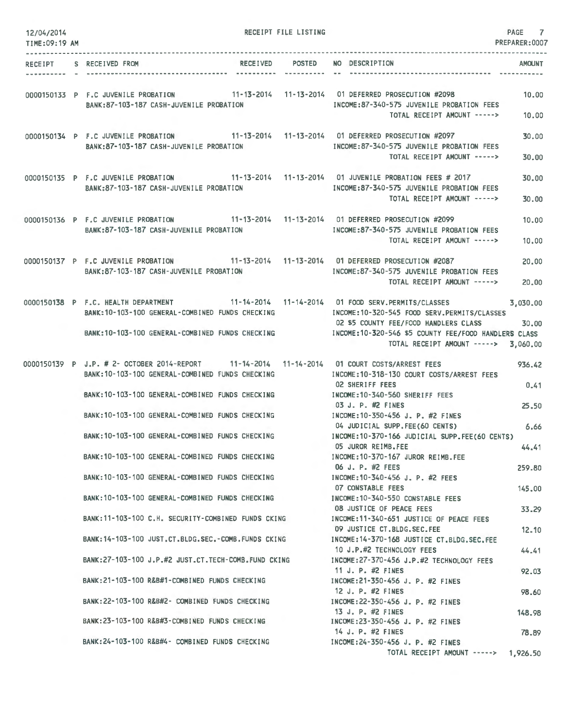12/04/2014 RECEIPT FILE LISTING PREPARER:0007
TIME:09:19 AM

| RECEIPT | S | RECEIVED FROM | RECEIVED | POSTED | NO | DESCRIPTION | AMOUNT |
|---|---|---|---|---|---|---|---|
| 0000150133 | P | F.C JUVENILE PROBATION | 11-13-2014 | 11-13-2014 | 01 | DEFERRED PROSECUTION #2098 | 10.00 |
| | | BANK:87-103-187 CASH-JUVENILE PROBATION | | | | INCOME:87-340-575 JUVENILE PROBATION FEES | |
| | | | | | | TOTAL RECEIPT AMOUNT -----> | 10.00 |
| 0000150134 | P | F.C JUVENILE PROBATION | 11-13-2014 | 11-13-2014 | 01 | DEFERRED PROSECUTION #2097 | 30.00 |
| | | BANK:87-103-187 CASH-JUVENILE PROBATION | | | | INCOME:87-340-575 JUVENILE PROBATION FEES | |
| | | | | | | TOTAL RECEIPT AMOUNT -----> | 30.00 |
| 0000150135 | P | F.C JUVENILE PROBATION | 11-13-2014 | 11-13-2014 | 01 | JUVENILE PROBATION FEES # 2017 | 30.00 |
| | | BANK:87-103-187 CASH-JUVENILE PROBATION | | | | INCOME:87-340-575 JUVENILE PROBATION FEES | |
| | | | | | | TOTAL RECEIPT AMOUNT -----> | 30.00 |
| 0000150136 | P | F.C JUVENILE PROBATION | 11-13-2014 | 11-13-2014 | 01 | DEFERRED PROSECUTION #2099 | 10.00 |
| | | BANK:87-103-187 CASH-JUVENILE PROBATION | | | | INCOME:87-340-575 JUVENILE PROBATION FEES | |
| | | | | | | TOTAL RECEIPT AMOUNT -----> | 10.00 |
| 0000150137 | P | F.C JUVENILE PROBATION | 11-13-2014 | 11-13-2014 | 01 | DEFERRED PROSECUTION #2087 | 20.00 |
| | | BANK:87-103-187 CASH-JUVENILE PROBATION | | | | INCOME:87-340-575 JUVENILE PROBATION FEES | |
| | | | | | | TOTAL RECEIPT AMOUNT -----> | 20.00 |
| 0000150138 | P | F.C. HEALTH DEPARTMENT | 11-14-2014 | 11-14-2014 | 01 | FOOD SERV.PERMITS/CLASSES | 3,030.00 |
| | | BANK:10-103-100 GENERAL-COMBINED FUNDS CHECKING | | | | INCOME:10-320-545 FOOD SERV.PERMITS/CLASSES | |
| | | | | | 02 | $5 COUNTY FEE/FOOD HANDLERS CLASS | 30.00 |
| | | BANK:10-103-100 GENERAL-COMBINED FUNDS CHECKING | | | | INCOME:10-320-546 $5 COUNTY FEE/FOOD HANDLERS CLASS | |
| | | | | | | TOTAL RECEIPT AMOUNT -----> | 3,060.00 |
| 0000150139 | P | J.P. # 2- OCTOBER 2014-REPORT | 11-14-2014 | 11-14-2014 | 01 | COURT COSTS/ARREST FEES | 936.42 |
| | | BANK:10-103-100 GENERAL-COMBINED FUNDS CHECKING | | | | INCOME:10-318-130 COURT COSTS/ARREST FEES | |
| | | | | | 02 | SHERIFF FEES | 0.41 |
| | | BANK:10-103-100 GENERAL-COMBINED FUNDS CHECKING | | | | INCOME:10-340-560 SHERIFF FEES | |
| | | | | | 03 | J. P. #2 FINES | 25.50 |
| | | BANK:10-103-100 GENERAL-COMBINED FUNDS CHECKING | | | | INCOME:10-350-456 J. P. #2 FINES | |
| | | | | | 04 | JUDICIAL SUPP.FEE(60 CENTS) | 6.66 |
| | | BANK:10-103-100 GENERAL-COMBINED FUNDS CHECKING | | | | INCOME:10-370-166 JUDICIAL SUPP.FEE(60 CENTS) | |
| | | | | | 05 | JUROR REIMB.FEE | 44.41 |
| | | BANK:10-103-100 GENERAL-COMBINED FUNDS CHECKING | | | | INCOME:10-370-167 JUROR REIMB.FEE | |
| | | | | | 06 | J. P. #2 FEES | 259.80 |
| | | BANK:10-103-100 GENERAL-COMBINED FUNDS CHECKING | | | | INCOME:10-340-456 J. P. #2 FEES | |
| | | | | | 07 | CONSTABLE FEES | 145.00 |
| | | BANK:10-103-100 GENERAL-COMBINED FUNDS CHECKING | | | | INCOME:10-340-550 CONSTABLE FEES | |
| | | | | | 08 | JUSTICE OF PEACE FEES | 33.29 |
| | | BANK:11-103-100 C.H. SECURITY-COMBINED FUNDS CKING | | | | INCOME:11-340-651 JUSTICE OF PEACE FEES | |
| | | | | | 09 | JUSTICE CT.BLDG.SEC.FEE | 12.10 |
| | | BANK:14-103-100 JUST.CT.BLDG.SEC.-COMB.FUNDS CKING | | | | INCOME:14-370-168 JUSTICE CT.BLDG.SEC.FEE | |
| | | | | | 10 | J.P.#2 TECHNOLOGY FEES | 44.41 |
| | | BANK:27-103-100 J.P.#2 JUST.CT.TECH-COMB.FUND CKING | | | | INCOME:27-370-456 J.P.#2 TECHNOLOGY FEES | |
| | | | | | 11 | J. P. #2 FINES | 92.03 |
| | | BANK:21-103-100 R&B#1-COMBINED FUNDS CHECKING | | | | INCOME:21-350-456 J. P. #2 FINES | |
| | | | | | 12 | J. P. #2 FINES | 98.60 |
| | | BANK:22-103-100 R&B#2- COMBINED FUNDS CHECKING | | | | INCOME:22-350-456 J. P. #2 FINES | |
| | | | | | 13 | J. P. #2 FINES | 148.98 |
| | | BANK:23-103-100 R&B#3-COMBINED FUNDS CHECKING | | | | INCOME:23-350-456 J. P. #2 FINES | |
| | | | | | 14 | J. P. #2 FINES | 78.89 |
| | | BANK:24-103-100 R&B#4- COMBINED FUNDS CHECKING | | | | INCOME:24-350-456 J. P. #2 FINES | |
| | | | | | | TOTAL RECEIPT AMOUNT -----> | 1,926.50 |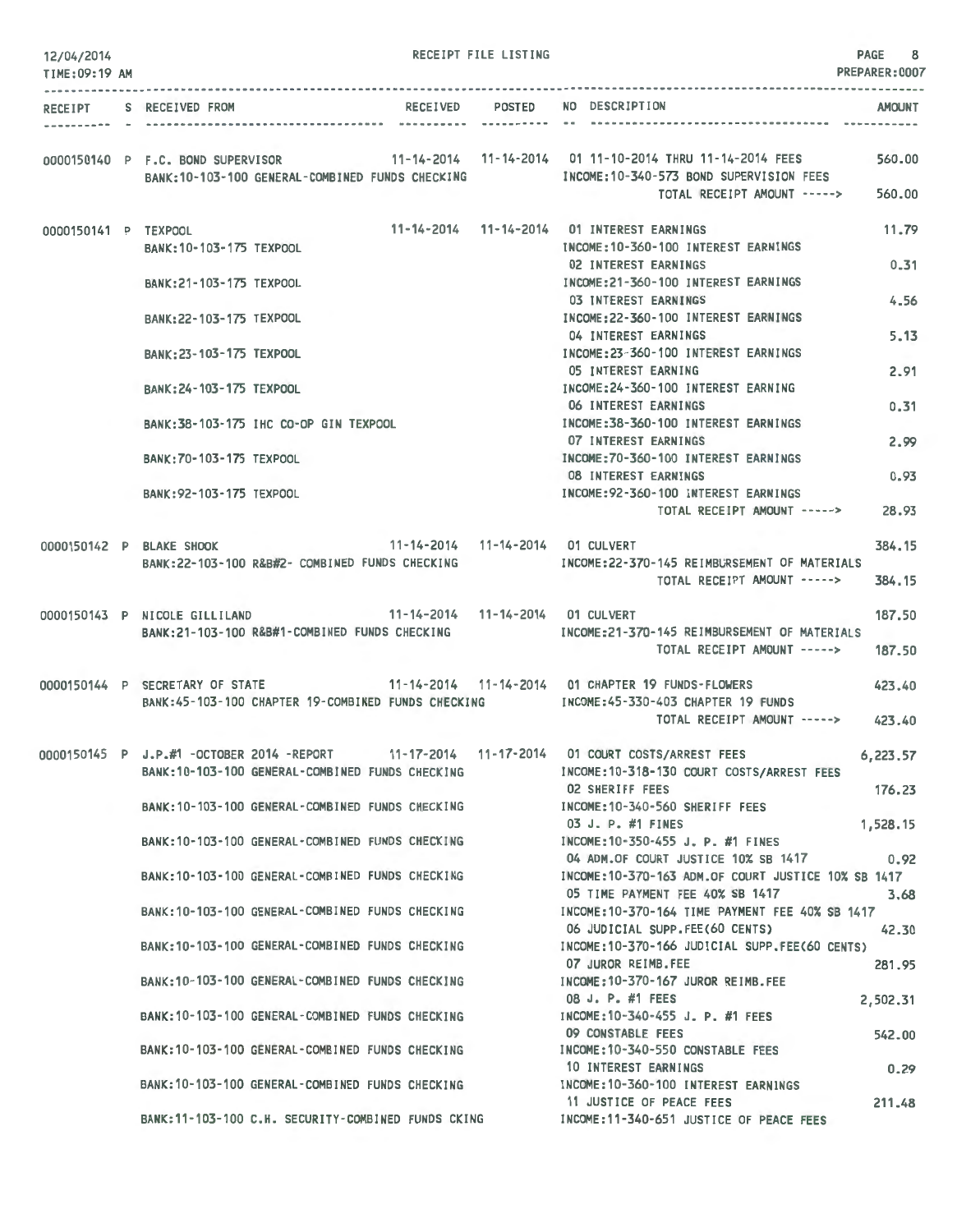RECEIPT FILE LISTING

| RECEIPT | S | RECEIVED FROM | RECEIVED | POSTED | NO | DESCRIPTION | AMOUNT |
|---|---|---|---|---|---|---|---|
| 0000150140 | P | F.C. BOND SUPERVISOR | 11-14-2014 | 11-14-2014 | 01 | 11-10-2014 THRU 11-14-2014 FEES | 560.00 |
| | | BANK:10-103-100 GENERAL-COMBINED FUNDS CHECKING | | | | INCOME:10-340-573 BOND SUPERVISION FEES | |
| | | | | | | TOTAL RECEIPT AMOUNT -----> | 560.00 |
| 0000150141 | P | TEXPOOL | 11-14-2014 | 11-14-2014 | 01 | INTEREST EARNINGS | 11.79 |
| | | BANK:10-103-175 TEXPOOL | | | | INCOME:10-360-100 INTEREST EARNINGS | |
| | | | | | 02 | INTEREST EARNINGS | 0.31 |
| | | BANK:21-103-175 TEXPOOL | | | | INCOME:21-360-100 INTEREST EARNINGS | |
| | | | | | 03 | INTEREST EARNINGS | 4.56 |
| | | BANK:22-103-175 TEXPOOL | | | | INCOME:22-360-100 INTEREST EARNINGS | |
| | | | | | 04 | INTEREST EARNINGS | 5.13 |
| | | BANK:23-103-175 TEXPOOL | | | | INCOME:23-360-100 INTEREST EARNINGS | |
| | | | | | 05 | INTEREST EARNING | 2.91 |
| | | BANK:24-103-175 TEXPOOL | | | | INCOME:24-360-100 INTEREST EARNING | |
| | | | | | 06 | INTEREST EARNINGS | 0.31 |
| | | BANK:38-103-175 IHC CO-OP GIN TEXPOOL | | | | INCOME:38-360-100 INTEREST EARNINGS | |
| | | | | | 07 | INTEREST EARNINGS | 2.99 |
| | | BANK:70-103-175 TEXPOOL | | | | INCOME:70-360-100 INTEREST EARNINGS | |
| | | | | | 08 | INTEREST EARNINGS | 0.93 |
| | | BANK:92-103-175 TEXPOOL | | | | INCOME:92-360-100 INTEREST EARNINGS | |
| | | | | | | TOTAL RECEIPT AMOUNT -----> | 28.93 |
| 0000150142 | P | BLAKE SHOOK | 11-14-2014 | 11-14-2014 | 01 | CULVERT | 384.15 |
| | | BANK:22-103-100 R&B#2- COMBINED FUNDS CHECKING | | | | INCOME:22-370-145 REIMBURSEMENT OF MATERIALS | |
| | | | | | | TOTAL RECEIPT AMOUNT -----> | 384.15 |
| 0000150143 | P | NICOLE GILLILAND | 11-14-2014 | 11-14-2014 | 01 | CULVERT | 187.50 |
| | | BANK:21-103-100 R&B#1-COMBINED FUNDS CHECKING | | | | INCOME:21-370-145 REIMBURSEMENT OF MATERIALS | |
| | | | | | | TOTAL RECEIPT AMOUNT -----> | 187.50 |
| 0000150144 | P | SECRETARY OF STATE | 11-14-2014 | 11-14-2014 | 01 | CHAPTER 19 FUNDS-FLOWERS | 423.40 |
| | | BANK:45-103-100 CHAPTER 19-COMBINED FUNDS CHECKING | | | | INCOME:45-330-403 CHAPTER 19 FUNDS | |
| | | | | | | TOTAL RECEIPT AMOUNT -----> | 423.40 |
| 0000150145 | P | J.P.#1 -OCTOBER 2014 -REPORT | 11-17-2014 | 11-17-2014 | 01 | COURT COSTS/ARREST FEES | 6,223.57 |
| | | BANK:10-103-100 GENERAL-COMBINED FUNDS CHECKING | | | | INCOME:10-318-130 COURT COSTS/ARREST FEES | |
| | | | | | 02 | SHERIFF FEES | 176.23 |
| | | BANK:10-103-100 GENERAL-COMBINED FUNDS CHECKING | | | | INCOME:10-340-560 SHERIFF FEES | |
| | | | | | 03 | J. P. #1 FINES | 1,528.15 |
| | | BANK:10-103-100 GENERAL-COMBINED FUNDS CHECKING | | | | INCOME:10-350-455 J. P. #1 FINES | |
| | | | | | 04 | ADM.OF COURT JUSTICE 10% SB 1417 | 0.92 |
| | | BANK:10-103-100 GENERAL-COMBINED FUNDS CHECKING | | | | INCOME:10-370-163 ADM.OF COURT JUSTICE 10% SB 1417 | |
| | | | | | 05 | TIME PAYMENT FEE 40% SB 1417 | 3.68 |
| | | BANK:10-103-100 GENERAL-COMBINED FUNDS CHECKING | | | | INCOME:10-370-164 TIME PAYMENT FEE 40% SB 1417 | |
| | | | | | 06 | JUDICIAL SUPP.FEE(60 CENTS) | 42.30 |
| | | BANK:10-103-100 GENERAL-COMBINED FUNDS CHECKING | | | | INCOME:10-370-166 JUDICIAL SUPP.FEE(60 CENTS) | |
| | | | | | 07 | JUROR REIMB.FEE | 281.95 |
| | | BANK:10-103-100 GENERAL-COMBINED FUNDS CHECKING | | | | INCOME:10-370-167 JUROR REIMB.FEE | |
| | | | | | 08 | J. P. #1 FEES | 2,502.31 |
| | | BANK:10-103-100 GENERAL-COMBINED FUNDS CHECKING | | | | INCOME:10-340-455 J. P. #1 FEES | |
| | | | | | 09 | CONSTABLE FEES | 542.00 |
| | | BANK:10-103-100 GENERAL-COMBINED FUNDS CHECKING | | | | INCOME:10-340-550 CONSTABLE FEES | |
| | | | | | 10 | INTEREST EARNINGS | 0.29 |
| | | BANK:10-103-100 GENERAL-COMBINED FUNDS CHECKING | | | | INCOME:10-360-100 INTEREST EARNINGS | |
| | | | | | 11 | JUSTICE OF PEACE FEES | 211.48 |
| | | BANK:11-103-100 C.H. SECURITY-COMBINED FUNDS CKING | | | | INCOME:11-340-651 JUSTICE OF PEACE FEES | |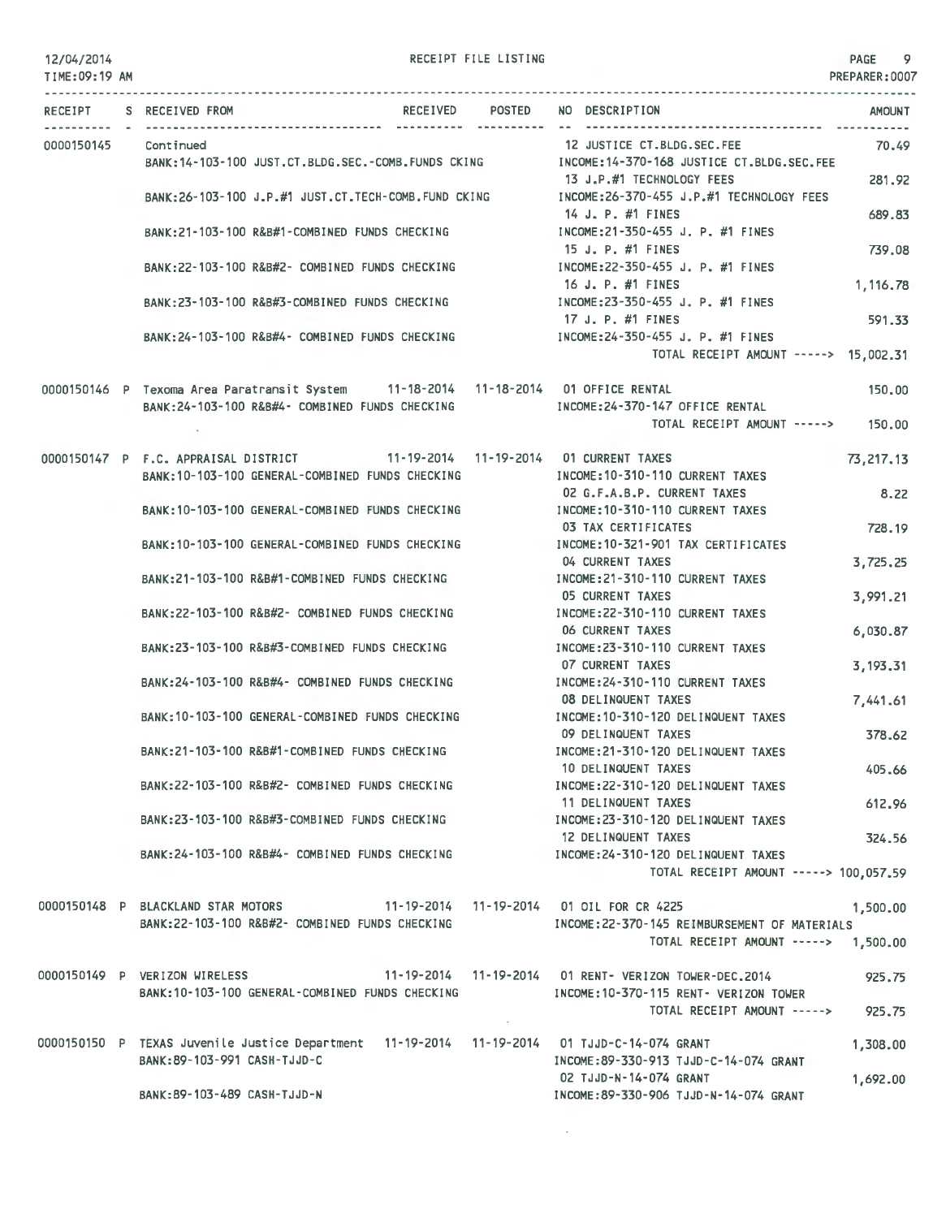RECEIPT FILE LISTING

| RECEIPT | S | RECEIVED FROM | RECEIVED | POSTED | NO | DESCRIPTION | AMOUNT |
|---|---|---|---|---|---|---|---|
| 0000150145 | | Continued | | | 12 | JUSTICE CT.BLDG.SEC.FEE | 70.49 |
| | | BANK:14-103-100 JUST.CT.BLDG.SEC.-COMB.FUNDS CKING | | | | INCOME:14-370-168 JUSTICE CT.BLDG.SEC.FEE | |
| | | | | | 13 | J.P.#1 TECHNOLOGY FEES | 281.92 |
| | | BANK:26-103-100 J.P.#1 JUST.CT.TECH-COMB.FUND CKING | | | | INCOME:26-370-455 J.P.#1 TECHNOLOGY FEES | |
| | | | | | 14 | J. P. #1 FINES | 689.83 |
| | | BANK:21-103-100 R&B#1-COMBINED FUNDS CHECKING | | | | INCOME:21-350-455 J. P. #1 FINES | |
| | | | | | 15 | J. P. #1 FINES | 739.08 |
| | | BANK:22-103-100 R&B#2- COMBINED FUNDS CHECKING | | | | INCOME:22-350-455 J. P. #1 FINES | |
| | | | | | 16 | J. P. #1 FINES | 1,116.78 |
| | | BANK:23-103-100 R&B#3-COMBINED FUNDS CHECKING | | | | INCOME:23-350-455 J. P. #1 FINES | |
| | | | | | 17 | J. P. #1 FINES | 591.33 |
| | | BANK:24-103-100 R&B#4- COMBINED FUNDS CHECKING | | | | INCOME:24-350-455 J. P. #1 FINES | |
| | | | | | | TOTAL RECEIPT AMOUNT -----> | 15,002.31 |
| 0000150146 | P | Texoma Area Paratransit System | 11-18-2014 | 11-18-2014 | 01 | OFFICE RENTAL | 150.00 |
| | | BANK:24-103-100 R&B#4- COMBINED FUNDS CHECKING | | | | INCOME:24-370-147 OFFICE RENTAL | |
| | | | | | | TOTAL RECEIPT AMOUNT -----> | 150.00 |
| 0000150147 | P | F.C. APPRAISAL DISTRICT | 11-19-2014 | 11-19-2014 | 01 | CURRENT TAXES | 73,217.13 |
| | | BANK:10-103-100 GENERAL-COMBINED FUNDS CHECKING | | | | INCOME:10-310-110 CURRENT TAXES | |
| | | | | | 02 | G.F.A.B.P. CURRENT TAXES | 8.22 |
| | | BANK:10-103-100 GENERAL-COMBINED FUNDS CHECKING | | | | INCOME:10-310-110 CURRENT TAXES | |
| | | | | | 03 | TAX CERTIFICATES | 728.19 |
| | | BANK:10-103-100 GENERAL-COMBINED FUNDS CHECKING | | | | INCOME:10-321-901 TAX CERTIFICATES | |
| | | | | | 04 | CURRENT TAXES | 3,725.25 |
| | | BANK:21-103-100 R&B#1-COMBINED FUNDS CHECKING | | | | INCOME:21-310-110 CURRENT TAXES | |
| | | | | | 05 | CURRENT TAXES | 3,991.21 |
| | | BANK:22-103-100 R&B#2- COMBINED FUNDS CHECKING | | | | INCOME:22-310-110 CURRENT TAXES | |
| | | | | | 06 | CURRENT TAXES | 6,030.87 |
| | | BANK:23-103-100 R&B#3-COMBINED FUNDS CHECKING | | | | INCOME:23-310-110 CURRENT TAXES | |
| | | | | | 07 | CURRENT TAXES | 3,193.31 |
| | | BANK:24-103-100 R&B#4- COMBINED FUNDS CHECKING | | | | INCOME:24-310-110 CURRENT TAXES | |
| | | | | | 08 | DELINQUENT TAXES | 7,441.61 |
| | | BANK:10-103-100 GENERAL-COMBINED FUNDS CHECKING | | | | INCOME:10-310-120 DELINQUENT TAXES | |
| | | | | | 09 | DELINQUENT TAXES | 378.62 |
| | | BANK:21-103-100 R&B#1-COMBINED FUNDS CHECKING | | | | INCOME:21-310-120 DELINQUENT TAXES | |
| | | | | | 10 | DELINQUENT TAXES | 405.66 |
| | | BANK:22-103-100 R&B#2- COMBINED FUNDS CHECKING | | | | INCOME:22-310-120 DELINQUENT TAXES | |
| | | | | | 11 | DELINQUENT TAXES | 612.96 |
| | | BANK:23-103-100 R&B#3-COMBINED FUNDS CHECKING | | | | INCOME:23-310-120 DELINQUENT TAXES | |
| | | | | | 12 | DELINQUENT TAXES | 324.56 |
| | | BANK:24-103-100 R&B#4- COMBINED FUNDS CHECKING | | | | INCOME:24-310-120 DELINQUENT TAXES | |
| | | | | | | TOTAL RECEIPT AMOUNT -----> | 100,057.59 |
| 0000150148 | P | BLACKLAND STAR MOTORS | 11-19-2014 | 11-19-2014 | 01 | OIL FOR CR 4225 | 1,500.00 |
| | | BANK:22-103-100 R&B#2- COMBINED FUNDS CHECKING | | | | INCOME:22-370-145 REIMBURSEMENT OF MATERIALS | |
| | | | | | | TOTAL RECEIPT AMOUNT -----> | 1,500.00 |
| 0000150149 | P | VERIZON WIRELESS | 11-19-2014 | 11-19-2014 | 01 | RENT- VERIZON TOWER-DEC.2014 | 925.75 |
| | | BANK:10-103-100 GENERAL-COMBINED FUNDS CHECKING | | | | INCOME:10-370-115 RENT- VERIZON TOWER | |
| | | | | | | TOTAL RECEIPT AMOUNT -----> | 925.75 |
| 0000150150 | P | TEXAS Juvenile Justice Department | 11-19-2014 | 11-19-2014 | 01 | TJJD-C-14-074 GRANT | 1,308.00 |
| | | BANK:89-103-991 CASH-TJJD-C | | | | INCOME:89-330-913 TJJD-C-14-074 GRANT | |
| | | | | | 02 | TJJD-N-14-074 GRANT | 1,692.00 |
| | | BANK:89-103-489 CASH-TJJD-N | | | | INCOME:89-330-906 TJJD-N-14-074 GRANT | |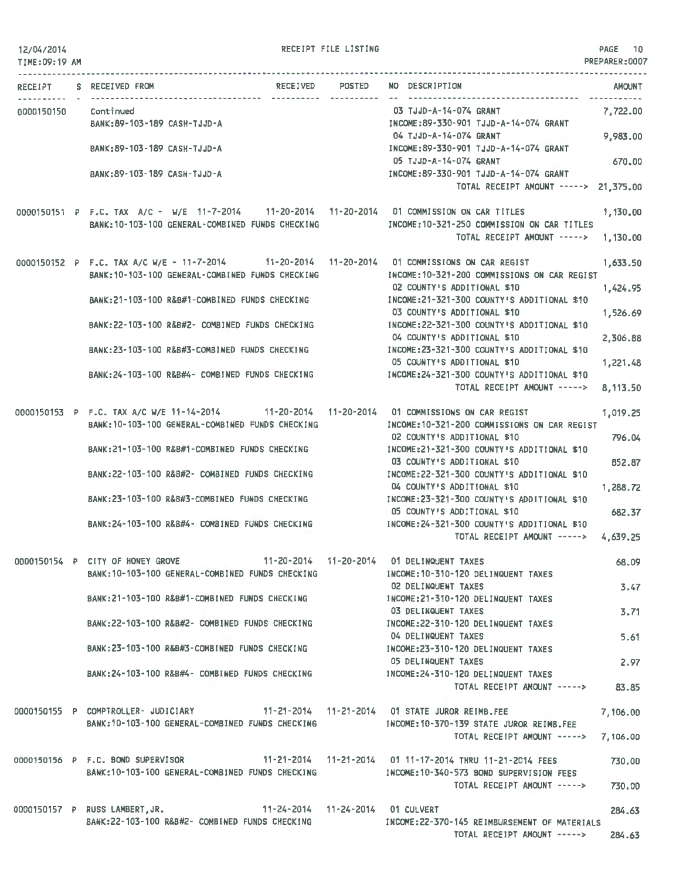RECEIPT FILE LISTING

12/04/2014
TIME:09:19 AM

PREPARER:0007

| RECEIPT | S | RECEIVED FROM | RECEIVED | POSTED | NO | DESCRIPTION | AMOUNT |
|---|---|---|---|---|---|---|---|
| 0000150150 | | Continued | | | 03 | TJJD-A-14-074 GRANT | 7,722.00 |
| | | BANK:89-103-189 CASH-TJJD-A | | | | INCOME:89-330-901 TJJD-A-14-074 GRANT | |
| | | | | | 04 | TJJD-A-14-074 GRANT | 9,983.00 |
| | | BANK:89-103-189 CASH-TJJD-A | | | | INCOME:89-330-901 TJJD-A-14-074 GRANT | |
| | | | | | 05 | TJJD-A-14-074 GRANT | 670.00 |
| | | BANK:89-103-189 CASH-TJJD-A | | | | INCOME:89-330-901 TJJD-A-14-074 GRANT | |
| | | | | | | TOTAL RECEIPT AMOUNT -----> | 21,375.00 |
| 0000150151 | P | F.C. TAX A/C - W/E 11-7-2014 | 11-20-2014 | 11-20-2014 | 01 | COMMISSION ON CAR TITLES | 1,130.00 |
| | | BANK:10-103-100 GENERAL-COMBINED FUNDS CHECKING | | | | INCOME:10-321-250 COMMISSION ON CAR TITLES | |
| | | | | | | TOTAL RECEIPT AMOUNT -----> | 1,130.00 |
| 0000150152 | P | F.C. TAX A/C W/E - 11-7-2014 | 11-20-2014 | 11-20-2014 | 01 | COMMISSIONS ON CAR REGIST | 1,633.50 |
| | | BANK:10-103-100 GENERAL-COMBINED FUNDS CHECKING | | | | INCOME:10-321-200 COMMISSIONS ON CAR REGIST | |
| | | | | | 02 | COUNTY'S ADDITIONAL $10 | 1,424.95 |
| | | BANK:21-103-100 R&B#1-COMBINED FUNDS CHECKING | | | | INCOME:21-321-300 COUNTY'S ADDITIONAL $10 | |
| | | | | | 03 | COUNTY'S ADDITIONAL $10 | 1,526.69 |
| | | BANK:22-103-100 R&B#2- COMBINED FUNDS CHECKING | | | | INCOME:22-321-300 COUNTY'S ADDITIONAL $10 | |
| | | | | | 04 | COUNTY'S ADDITIONAL $10 | 2,306.88 |
| | | BANK:23-103-100 R&B#3-COMBINED FUNDS CHECKING | | | | INCOME:23-321-300 COUNTY'S ADDITIONAL $10 | |
| | | | | | 05 | COUNTY'S ADDITIONAL $10 | 1,221.48 |
| | | BANK:24-103-100 R&B#4- COMBINED FUNDS CHECKING | | | | INCOME:24-321-300 COUNTY'S ADDITIONAL $10 | |
| | | | | | | TOTAL RECEIPT AMOUNT -----> | 8,113.50 |
| 0000150153 | P | F.C. TAX A/C W/E 11-14-2014 | 11-20-2014 | 11-20-2014 | 01 | COMMISSIONS ON CAR REGIST | 1,019.25 |
| | | BANK:10-103-100 GENERAL-COMBINED FUNDS CHECKING | | | | INCOME:10-321-200 COMMISSIONS ON CAR REGIST | |
| | | | | | 02 | COUNTY'S ADDITIONAL $10 | 796.04 |
| | | BANK:21-103-100 R&B#1-COMBINED FUNDS CHECKING | | | | INCOME:21-321-300 COUNTY'S ADDITIONAL $10 | |
| | | | | | 03 | COUNTY'S ADDITIONAL $10 | 852.87 |
| | | BANK:22-103-100 R&B#2- COMBINED FUNDS CHECKING | | | | INCOME:22-321-300 COUNTY'S ADDITIONAL $10 | |
| | | | | | 04 | COUNTY'S ADDITIONAL $10 | 1,288.72 |
| | | BANK:23-103-100 R&B#3-COMBINED FUNDS CHECKING | | | | INCOME:23-321-300 COUNTY'S ADDITIONAL $10 | |
| | | | | | 05 | COUNTY'S ADDITIONAL $10 | 682.37 |
| | | BANK:24-103-100 R&B#4- COMBINED FUNDS CHECKING | | | | INCOME:24-321-300 COUNTY'S ADDITIONAL $10 | |
| | | | | | | TOTAL RECEIPT AMOUNT -----> | 4,639.25 |
| 0000150154 | P | CITY OF HONEY GROVE | 11-20-2014 | 11-20-2014 | 01 | DELINQUENT TAXES | 68.09 |
| | | BANK:10-103-100 GENERAL-COMBINED FUNDS CHECKING | | | | INCOME:10-310-120 DELINQUENT TAXES | |
| | | | | | 02 | DELINQUENT TAXES | 3.47 |
| | | BANK:21-103-100 R&B#1-COMBINED FUNDS CHECKING | | | | INCOME:21-310-120 DELINQUENT TAXES | |
| | | | | | 03 | DELINQUENT TAXES | 3.71 |
| | | BANK:22-103-100 R&B#2- COMBINED FUNDS CHECKING | | | | INCOME:22-310-120 DELINQUENT TAXES | |
| | | | | | 04 | DELINQUENT TAXES | 5.61 |
| | | BANK:23-103-100 R&B#3-COMBINED FUNDS CHECKING | | | | INCOME:23-310-120 DELINQUENT TAXES | |
| | | | | | 05 | DELINQUENT TAXES | 2.97 |
| | | BANK:24-103-100 R&B#4- COMBINED FUNDS CHECKING | | | | INCOME:24-310-120 DELINQUENT TAXES | |
| | | | | | | TOTAL RECEIPT AMOUNT -----> | 83.85 |
| 0000150155 | P | COMPTROLLER- JUDICIARY | 11-21-2014 | 11-21-2014 | 01 | STATE JUROR REIMB.FEE | 7,106.00 |
| | | BANK:10-103-100 GENERAL-COMBINED FUNDS CHECKING | | | | INCOME:10-370-139 STATE JUROR REIMB.FEE | |
| | | | | | | TOTAL RECEIPT AMOUNT -----> | 7,106.00 |
| 0000150156 | P | F.C. BOND SUPERVISOR | 11-21-2014 | 11-21-2014 | 01 | 11-17-2014 THRU 11-21-2014 FEES | 730.00 |
| | | BANK:10-103-100 GENERAL-COMBINED FUNDS CHECKING | | | | INCOME:10-340-573 BOND SUPERVISION FEES | |
| | | | | | | TOTAL RECEIPT AMOUNT -----> | 730.00 |
| 0000150157 | P | RUSS LAMBERT,JR. | 11-24-2014 | 11-24-2014 | 01 | CULVERT | 284.63 |
| | | BANK:22-103-100 R&B#2- COMBINED FUNDS CHECKING | | | | INCOME:22-370-145 REIMBURSEMENT OF MATERIALS | |
| | | | | | | TOTAL RECEIPT AMOUNT -----> | 284.63 |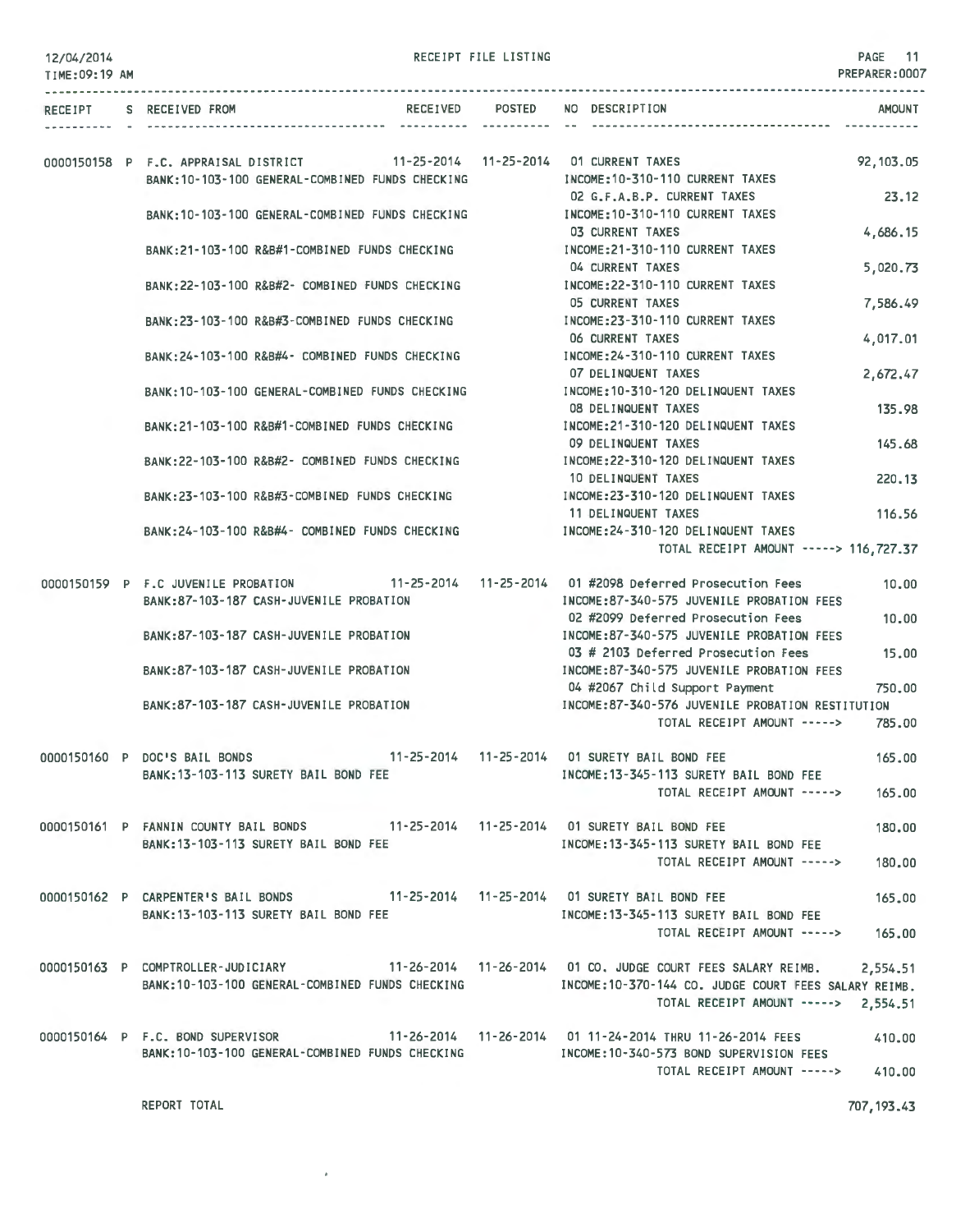RECEIPT FILE LISTING

| RECEIPT | S | RECEIVED FROM | RECEIVED | POSTED | NO | DESCRIPTION | AMOUNT |
|---|---|---|---|---|---|---|---|
| 0000150158 | P | F.C. APPRAISAL DISTRICT | 11-25-2014 | 11-25-2014 | 01 | CURRENT TAXES | 92,103.05 |
| | | BANK:10-103-100 GENERAL-COMBINED FUNDS CHECKING | | | | INCOME:10-310-110 CURRENT TAXES | |
| | | | | | 02 | G.F.A.B.P. CURRENT TAXES | 23.12 |
| | | BANK:10-103-100 GENERAL-COMBINED FUNDS CHECKING | | | | INCOME:10-310-110 CURRENT TAXES | |
| | | | | | 03 | CURRENT TAXES | 4,686.15 |
| | | BANK:21-103-100 R&B#1-COMBINED FUNDS CHECKING | | | | INCOME:21-310-110 CURRENT TAXES | |
| | | | | | 04 | CURRENT TAXES | 5,020.73 |
| | | BANK:22-103-100 R&B#2- COMBINED FUNDS CHECKING | | | | INCOME:22-310-110 CURRENT TAXES | |
| | | | | | 05 | CURRENT TAXES | 7,586.49 |
| | | BANK:23-103-100 R&B#3-COMBINED FUNDS CHECKING | | | | INCOME:23-310-110 CURRENT TAXES | |
| | | | | | 06 | CURRENT TAXES | 4,017.01 |
| | | BANK:24-103-100 R&B#4- COMBINED FUNDS CHECKING | | | | INCOME:24-310-110 CURRENT TAXES | |
| | | | | | 07 | DELINQUENT TAXES | 2,672.47 |
| | | BANK:10-103-100 GENERAL-COMBINED FUNDS CHECKING | | | | INCOME:10-310-120 DELINQUENT TAXES | |
| | | | | | 08 | DELINQUENT TAXES | 135.98 |
| | | BANK:21-103-100 R&B#1-COMBINED FUNDS CHECKING | | | | INCOME:21-310-120 DELINQUENT TAXES | |
| | | | | | 09 | DELINQUENT TAXES | 145.68 |
| | | BANK:22-103-100 R&B#2- COMBINED FUNDS CHECKING | | | | INCOME:22-310-120 DELINQUENT TAXES | |
| | | | | | 10 | DELINQUENT TAXES | 220.13 |
| | | BANK:23-103-100 R&B#3-COMBINED FUNDS CHECKING | | | | INCOME:23-310-120 DELINQUENT TAXES | |
| | | | | | 11 | DELINQUENT TAXES | 116.56 |
| | | BANK:24-103-100 R&B#4- COMBINED FUNDS CHECKING | | | | INCOME:24-310-120 DELINQUENT TAXES | |
| | | | | | | TOTAL RECEIPT AMOUNT -----> | 116,727.37 |
| 0000150159 | P | F.C JUVENILE PROBATION | 11-25-2014 | 11-25-2014 | 01 | #2098 Deferred Prosecution Fees | 10.00 |
| | | BANK:87-103-187 CASH-JUVENILE PROBATION | | | | INCOME:87-340-575 JUVENILE PROBATION FEES | |
| | | | | | 02 | #2099 Deferred Prosecution Fees | 10.00 |
| | | BANK:87-103-187 CASH-JUVENILE PROBATION | | | | INCOME:87-340-575 JUVENILE PROBATION FEES | |
| | | | | | 03 | # 2103 Deferred Prosecution Fees | 15.00 |
| | | BANK:87-103-187 CASH-JUVENILE PROBATION | | | | INCOME:87-340-575 JUVENILE PROBATION FEES | |
| | | | | | 04 | #2067 Child Support Payment | 750.00 |
| | | BANK:87-103-187 CASH-JUVENILE PROBATION | | | | INCOME:87-340-576 JUVENILE PROBATION RESTITUTION | |
| | | | | | | TOTAL RECEIPT AMOUNT -----> | 785.00 |
| 0000150160 | P | DOC'S BAIL BONDS | 11-25-2014 | 11-25-2014 | 01 | SURETY BAIL BOND FEE | 165.00 |
| | | BANK:13-103-113 SURETY BAIL BOND FEE | | | | INCOME:13-345-113 SURETY BAIL BOND FEE | |
| | | | | | | TOTAL RECEIPT AMOUNT -----> | 165.00 |
| 0000150161 | P | FANNIN COUNTY BAIL BONDS | 11-25-2014 | 11-25-2014 | 01 | SURETY BAIL BOND FEE | 180.00 |
| | | BANK:13-103-113 SURETY BAIL BOND FEE | | | | INCOME:13-345-113 SURETY BAIL BOND FEE | |
| | | | | | | TOTAL RECEIPT AMOUNT -----> | 180.00 |
| 0000150162 | P | CARPENTER'S BAIL BONDS | 11-25-2014 | 11-25-2014 | 01 | SURETY BAIL BOND FEE | 165.00 |
| | | BANK:13-103-113 SURETY BAIL BOND FEE | | | | INCOME:13-345-113 SURETY BAIL BOND FEE | |
| | | | | | | TOTAL RECEIPT AMOUNT -----> | 165.00 |
| 0000150163 | P | COMPTROLLER-JUDICIARY | 11-26-2014 | 11-26-2014 | 01 | CO. JUDGE COURT FEES SALARY REIMB. | 2,554.51 |
| | | BANK:10-103-100 GENERAL-COMBINED FUNDS CHECKING | | | | INCOME:10-370-144 CO. JUDGE COURT FEES SALARY REIMB. | |
| | | | | | | TOTAL RECEIPT AMOUNT -----> | 2,554.51 |
| 0000150164 | P | F.C. BOND SUPERVISOR | 11-26-2014 | 11-26-2014 | 01 | 11-24-2014 THRU 11-26-2014 FEES | 410.00 |
| | | BANK:10-103-100 GENERAL-COMBINED FUNDS CHECKING | | | | INCOME:10-340-573 BOND SUPERVISION FEES | |
| | | | | | | TOTAL RECEIPT AMOUNT -----> | 410.00 |

REPORT TOTAL 707,193.43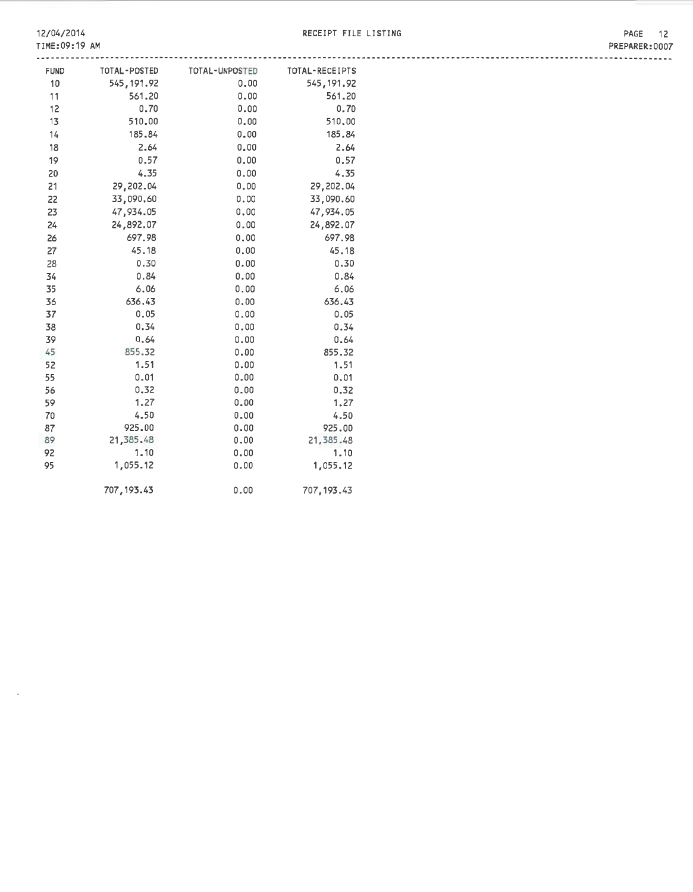12/04/2014
TIME:09:19 AM

RECEIPT FILE LISTING

PREPARER:0007

| FUND | TOTAL-POSTED | TOTAL-UNPOSTED | TOTAL-RECEIPTS |
|---|---|---|---|
| 10 | 545,191.92 | 0.00 | 545,191.92 |
| 11 | 561.20 | 0.00 | 561.20 |
| 12 | 0.70 | 0.00 | 0.70 |
| 13 | 510.00 | 0.00 | 510.00 |
| 14 | 185.84 | 0.00 | 185.84 |
| 18 | 2.64 | 0.00 | 2.64 |
| 19 | 0.57 | 0.00 | 0.57 |
| 20 | 4.35 | 0.00 | 4.35 |
| 21 | 29,202.04 | 0.00 | 29,202.04 |
| 22 | 33,090.60 | 0.00 | 33,090.60 |
| 23 | 47,934.05 | 0.00 | 47,934.05 |
| 24 | 24,892.07 | 0.00 | 24,892.07 |
| 26 | 697.98 | 0.00 | 697.98 |
| 27 | 45.18 | 0.00 | 45.18 |
| 28 | 0.30 | 0.00 | 0.30 |
| 34 | 0.84 | 0.00 | 0.84 |
| 35 | 6.06 | 0.00 | 6.06 |
| 36 | 636.43 | 0.00 | 636.43 |
| 37 | 0.05 | 0.00 | 0.05 |
| 38 | 0.34 | 0.00 | 0.34 |
| 39 | 0.64 | 0.00 | 0.64 |
| 45 | 855.32 | 0.00 | 855.32 |
| 52 | 1.51 | 0.00 | 1.51 |
| 55 | 0.01 | 0.00 | 0.01 |
| 56 | 0.32 | 0.00 | 0.32 |
| 59 | 1.27 | 0.00 | 1.27 |
| 70 | 4.50 | 0.00 | 4.50 |
| 87 | 925.00 | 0.00 | 925.00 |
| 89 | 21,385.48 | 0.00 | 21,385.48 |
| 92 | 1.10 | 0.00 | 1.10 |
| 95 | 1,055.12 | 0.00 | 1,055.12 |
| | 707,193.43 | 0.00 | 707,193.43 |